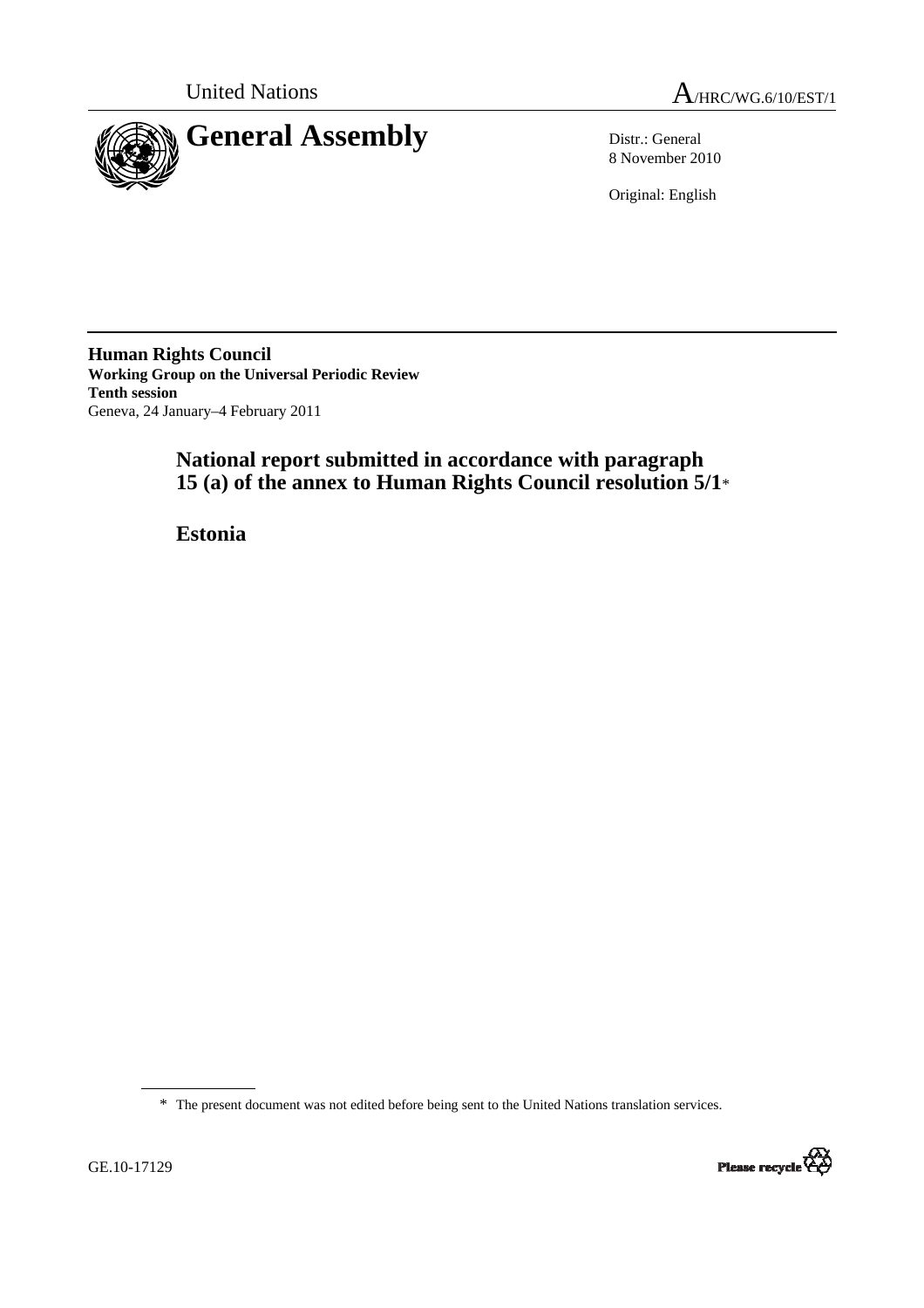United Nations

A/HRC/WG.6/10/EST/1

# General Assembly

Distr.: General
8 November 2010

Original: English

**Human Rights Council**
**Working Group on the Universal Periodic Review**
**Tenth session**
Geneva, 24 January–4 February 2011

## National report submitted in accordance with paragraph 15 (a) of the annex to Human Rights Council resolution 5/1*

## Estonia

* The present document was not edited before being sent to the United Nations translation services.

GE.10-17129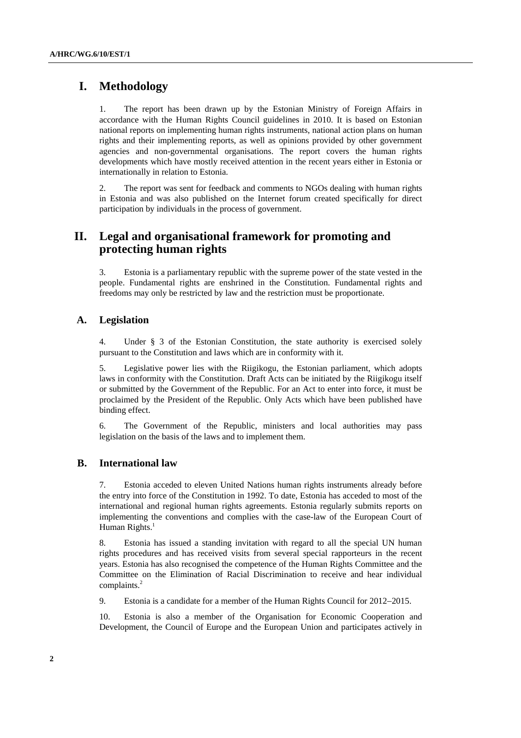# I. Methodology

1. The report has been drawn up by the Estonian Ministry of Foreign Affairs in accordance with the Human Rights Council guidelines in 2010. It is based on Estonian national reports on implementing human rights instruments, national action plans on human rights and their implementing reports, as well as opinions provided by other government agencies and non-governmental organisations. The report covers the human rights developments which have mostly received attention in the recent years either in Estonia or internationally in relation to Estonia.

2. The report was sent for feedback and comments to NGOs dealing with human rights in Estonia and was also published on the Internet forum created specifically for direct participation by individuals in the process of government.

# II. Legal and organisational framework for promoting and protecting human rights

3. Estonia is a parliamentary republic with the supreme power of the state vested in the people. Fundamental rights are enshrined in the Constitution. Fundamental rights and freedoms may only be restricted by law and the restriction must be proportionate.

## A. Legislation

4. Under § 3 of the Estonian Constitution, the state authority is exercised solely pursuant to the Constitution and laws which are in conformity with it.

5. Legislative power lies with the Riigikogu, the Estonian parliament, which adopts laws in conformity with the Constitution. Draft Acts can be initiated by the Riigikogu itself or submitted by the Government of the Republic. For an Act to enter into force, it must be proclaimed by the President of the Republic. Only Acts which have been published have binding effect.

6. The Government of the Republic, ministers and local authorities may pass legislation on the basis of the laws and to implement them.

## B. International law

7. Estonia acceded to eleven United Nations human rights instruments already before the entry into force of the Constitution in 1992. To date, Estonia has acceded to most of the international and regional human rights agreements. Estonia regularly submits reports on implementing the conventions and complies with the case-law of the European Court of Human Rights.[1]

8. Estonia has issued a standing invitation with regard to all the special UN human rights procedures and has received visits from several special rapporteurs in the recent years. Estonia has also recognised the competence of the Human Rights Committee and the Committee on the Elimination of Racial Discrimination to receive and hear individual complaints.[2]

9. Estonia is a candidate for a member of the Human Rights Council for 2012–2015.

10. Estonia is also a member of the Organisation for Economic Cooperation and Development, the Council of Europe and the European Union and participates actively in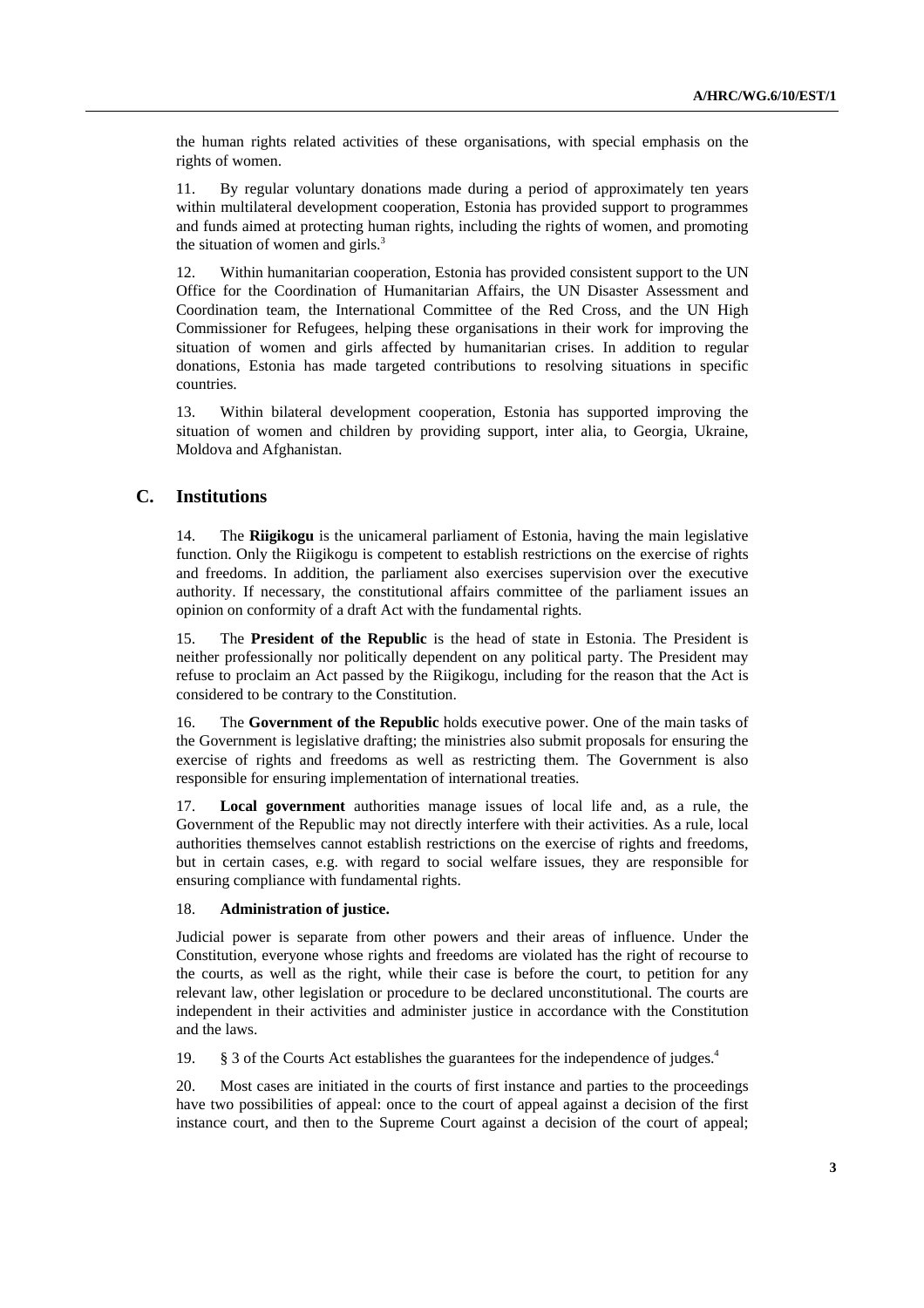the human rights related activities of these organisations, with special emphasis on the rights of women.

11. By regular voluntary donations made during a period of approximately ten years within multilateral development cooperation, Estonia has provided support to programmes and funds aimed at protecting human rights, including the rights of women, and promoting the situation of women and girls.[3]

12. Within humanitarian cooperation, Estonia has provided consistent support to the UN Office for the Coordination of Humanitarian Affairs, the UN Disaster Assessment and Coordination team, the International Committee of the Red Cross, and the UN High Commissioner for Refugees, helping these organisations in their work for improving the situation of women and girls affected by humanitarian crises. In addition to regular donations, Estonia has made targeted contributions to resolving situations in specific countries.

13. Within bilateral development cooperation, Estonia has supported improving the situation of women and children by providing support, inter alia, to Georgia, Ukraine, Moldova and Afghanistan.

## C. Institutions

14. The **Riigikogu** is the unicameral parliament of Estonia, having the main legislative function. Only the Riigikogu is competent to establish restrictions on the exercise of rights and freedoms. In addition, the parliament also exercises supervision over the executive authority. If necessary, the constitutional affairs committee of the parliament issues an opinion on conformity of a draft Act with the fundamental rights.

15. The **President of the Republic** is the head of state in Estonia. The President is neither professionally nor politically dependent on any political party. The President may refuse to proclaim an Act passed by the Riigikogu, including for the reason that the Act is considered to be contrary to the Constitution.

16. The **Government of the Republic** holds executive power. One of the main tasks of the Government is legislative drafting; the ministries also submit proposals for ensuring the exercise of rights and freedoms as well as restricting them. The Government is also responsible for ensuring implementation of international treaties.

17. **Local government** authorities manage issues of local life and, as a rule, the Government of the Republic may not directly interfere with their activities. As a rule, local authorities themselves cannot establish restrictions on the exercise of rights and freedoms, but in certain cases, e.g. with regard to social welfare issues, they are responsible for ensuring compliance with fundamental rights.

18. **Administration of justice.**

Judicial power is separate from other powers and their areas of influence. Under the Constitution, everyone whose rights and freedoms are violated has the right of recourse to the courts, as well as the right, while their case is before the court, to petition for any relevant law, other legislation or procedure to be declared unconstitutional. The courts are independent in their activities and administer justice in accordance with the Constitution and the laws.

19. § 3 of the Courts Act establishes the guarantees for the independence of judges.[4]

20. Most cases are initiated in the courts of first instance and parties to the proceedings have two possibilities of appeal: once to the court of appeal against a decision of the first instance court, and then to the Supreme Court against a decision of the court of appeal;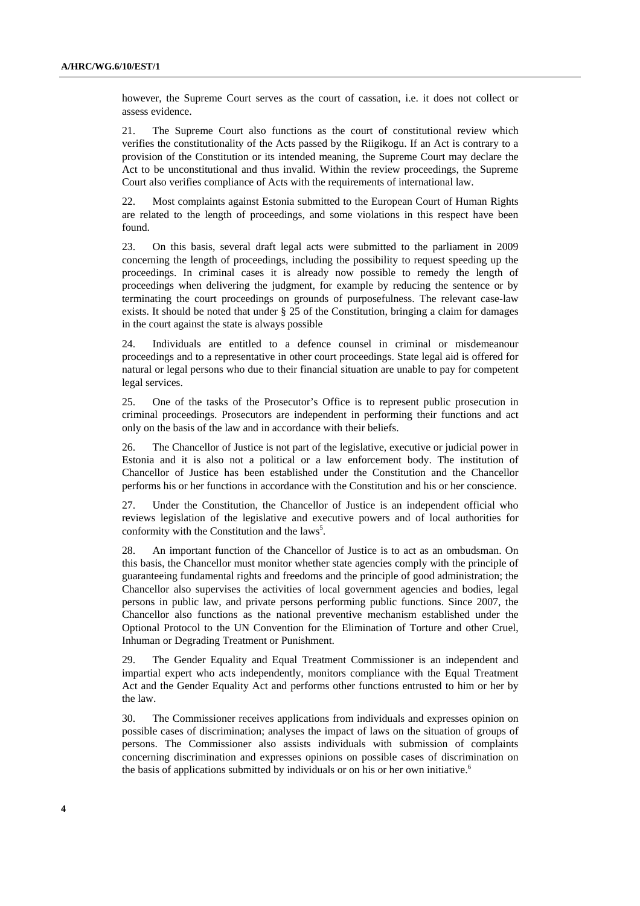however, the Supreme Court serves as the court of cassation, i.e. it does not collect or assess evidence.

21. The Supreme Court also functions as the court of constitutional review which verifies the constitutionality of the Acts passed by the Riigikogu. If an Act is contrary to a provision of the Constitution or its intended meaning, the Supreme Court may declare the Act to be unconstitutional and thus invalid. Within the review proceedings, the Supreme Court also verifies compliance of Acts with the requirements of international law.

22. Most complaints against Estonia submitted to the European Court of Human Rights are related to the length of proceedings, and some violations in this respect have been found.

23. On this basis, several draft legal acts were submitted to the parliament in 2009 concerning the length of proceedings, including the possibility to request speeding up the proceedings. In criminal cases it is already now possible to remedy the length of proceedings when delivering the judgment, for example by reducing the sentence or by terminating the court proceedings on grounds of purposefulness. The relevant case-law exists. It should be noted that under § 25 of the Constitution, bringing a claim for damages in the court against the state is always possible

24. Individuals are entitled to a defence counsel in criminal or misdemeanour proceedings and to a representative in other court proceedings. State legal aid is offered for natural or legal persons who due to their financial situation are unable to pay for competent legal services.

25. One of the tasks of the Prosecutor's Office is to represent public prosecution in criminal proceedings. Prosecutors are independent in performing their functions and act only on the basis of the law and in accordance with their beliefs.

26. The Chancellor of Justice is not part of the legislative, executive or judicial power in Estonia and it is also not a political or a law enforcement body. The institution of Chancellor of Justice has been established under the Constitution and the Chancellor performs his or her functions in accordance with the Constitution and his or her conscience.

27. Under the Constitution, the Chancellor of Justice is an independent official who reviews legislation of the legislative and executive powers and of local authorities for conformity with the Constitution and the laws[5].

28. An important function of the Chancellor of Justice is to act as an ombudsman. On this basis, the Chancellor must monitor whether state agencies comply with the principle of guaranteeing fundamental rights and freedoms and the principle of good administration; the Chancellor also supervises the activities of local government agencies and bodies, legal persons in public law, and private persons performing public functions. Since 2007, the Chancellor also functions as the national preventive mechanism established under the Optional Protocol to the UN Convention for the Elimination of Torture and other Cruel, Inhuman or Degrading Treatment or Punishment.

29. The Gender Equality and Equal Treatment Commissioner is an independent and impartial expert who acts independently, monitors compliance with the Equal Treatment Act and the Gender Equality Act and performs other functions entrusted to him or her by the law.

30. The Commissioner receives applications from individuals and expresses opinion on possible cases of discrimination; analyses the impact of laws on the situation of groups of persons. The Commissioner also assists individuals with submission of complaints concerning discrimination and expresses opinions on possible cases of discrimination on the basis of applications submitted by individuals or on his or her own initiative.[6]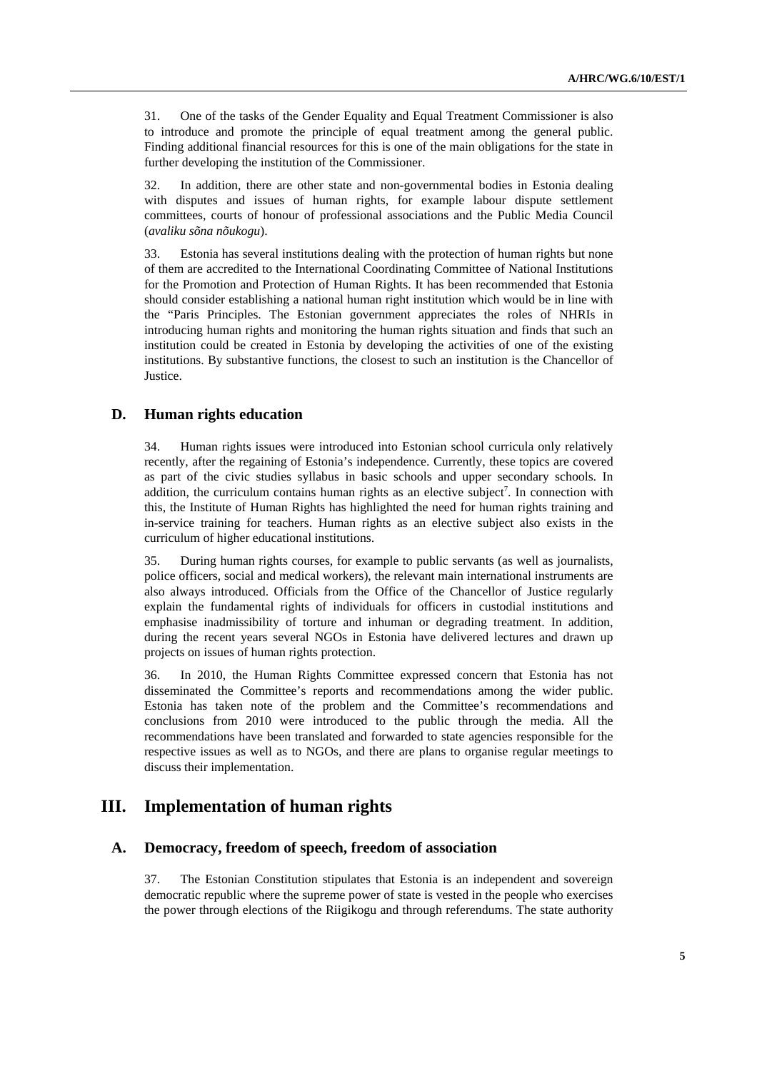31. One of the tasks of the Gender Equality and Equal Treatment Commissioner is also to introduce and promote the principle of equal treatment among the general public. Finding additional financial resources for this is one of the main obligations for the state in further developing the institution of the Commissioner.

32. In addition, there are other state and non-governmental bodies in Estonia dealing with disputes and issues of human rights, for example labour dispute settlement committees, courts of honour of professional associations and the Public Media Council (*avaliku sõna nõukogu*).

33. Estonia has several institutions dealing with the protection of human rights but none of them are accredited to the International Coordinating Committee of National Institutions for the Promotion and Protection of Human Rights. It has been recommended that Estonia should consider establishing a national human right institution which would be in line with the "Paris Principles. The Estonian government appreciates the roles of NHRIs in introducing human rights and monitoring the human rights situation and finds that such an institution could be created in Estonia by developing the activities of one of the existing institutions. By substantive functions, the closest to such an institution is the Chancellor of Justice.

## D. Human rights education

34. Human rights issues were introduced into Estonian school curricula only relatively recently, after the regaining of Estonia's independence. Currently, these topics are covered as part of the civic studies syllabus in basic schools and upper secondary schools. In addition, the curriculum contains human rights as an elective subject[7]. In connection with this, the Institute of Human Rights has highlighted the need for human rights training and in-service training for teachers. Human rights as an elective subject also exists in the curriculum of higher educational institutions.

35. During human rights courses, for example to public servants (as well as journalists, police officers, social and medical workers), the relevant main international instruments are also always introduced. Officials from the Office of the Chancellor of Justice regularly explain the fundamental rights of individuals for officers in custodial institutions and emphasise inadmissibility of torture and inhuman or degrading treatment. In addition, during the recent years several NGOs in Estonia have delivered lectures and drawn up projects on issues of human rights protection.

36. In 2010, the Human Rights Committee expressed concern that Estonia has not disseminated the Committee's reports and recommendations among the wider public. Estonia has taken note of the problem and the Committee's recommendations and conclusions from 2010 were introduced to the public through the media. All the recommendations have been translated and forwarded to state agencies responsible for the respective issues as well as to NGOs, and there are plans to organise regular meetings to discuss their implementation.

# III. Implementation of human rights

## A. Democracy, freedom of speech, freedom of association

37. The Estonian Constitution stipulates that Estonia is an independent and sovereign democratic republic where the supreme power of state is vested in the people who exercises the power through elections of the Riigikogu and through referendums. The state authority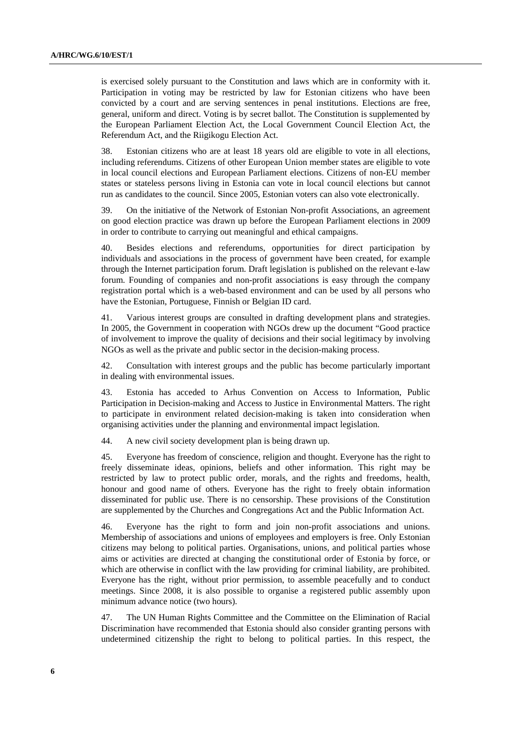is exercised solely pursuant to the Constitution and laws which are in conformity with it. Participation in voting may be restricted by law for Estonian citizens who have been convicted by a court and are serving sentences in penal institutions. Elections are free, general, uniform and direct. Voting is by secret ballot. The Constitution is supplemented by the European Parliament Election Act, the Local Government Council Election Act, the Referendum Act, and the Riigikogu Election Act.

38. Estonian citizens who are at least 18 years old are eligible to vote in all elections, including referendums. Citizens of other European Union member states are eligible to vote in local council elections and European Parliament elections. Citizens of non-EU member states or stateless persons living in Estonia can vote in local council elections but cannot run as candidates to the council. Since 2005, Estonian voters can also vote electronically.

39. On the initiative of the Network of Estonian Non-profit Associations, an agreement on good election practice was drawn up before the European Parliament elections in 2009 in order to contribute to carrying out meaningful and ethical campaigns.

40. Besides elections and referendums, opportunities for direct participation by individuals and associations in the process of government have been created, for example through the Internet participation forum. Draft legislation is published on the relevant e-law forum. Founding of companies and non-profit associations is easy through the company registration portal which is a web-based environment and can be used by all persons who have the Estonian, Portuguese, Finnish or Belgian ID card.

41. Various interest groups are consulted in drafting development plans and strategies. In 2005, the Government in cooperation with NGOs drew up the document "Good practice of involvement to improve the quality of decisions and their social legitimacy by involving NGOs as well as the private and public sector in the decision-making process.

42. Consultation with interest groups and the public has become particularly important in dealing with environmental issues.

43. Estonia has acceded to Arhus Convention on Access to Information, Public Participation in Decision-making and Access to Justice in Environmental Matters. The right to participate in environment related decision-making is taken into consideration when organising activities under the planning and environmental impact legislation.

44. A new civil society development plan is being drawn up.

45. Everyone has freedom of conscience, religion and thought. Everyone has the right to freely disseminate ideas, opinions, beliefs and other information. This right may be restricted by law to protect public order, morals, and the rights and freedoms, health, honour and good name of others. Everyone has the right to freely obtain information disseminated for public use. There is no censorship. These provisions of the Constitution are supplemented by the Churches and Congregations Act and the Public Information Act.

46. Everyone has the right to form and join non-profit associations and unions. Membership of associations and unions of employees and employers is free. Only Estonian citizens may belong to political parties. Organisations, unions, and political parties whose aims or activities are directed at changing the constitutional order of Estonia by force, or which are otherwise in conflict with the law providing for criminal liability, are prohibited. Everyone has the right, without prior permission, to assemble peacefully and to conduct meetings. Since 2008, it is also possible to organise a registered public assembly upon minimum advance notice (two hours).

47. The UN Human Rights Committee and the Committee on the Elimination of Racial Discrimination have recommended that Estonia should also consider granting persons with undetermined citizenship the right to belong to political parties. In this respect, the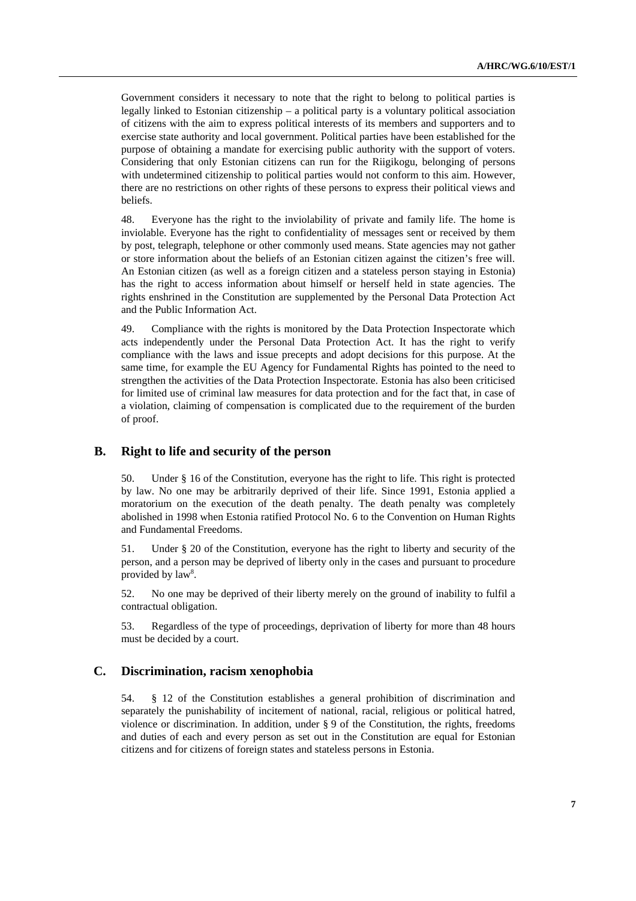Government considers it necessary to note that the right to belong to political parties is legally linked to Estonian citizenship – a political party is a voluntary political association of citizens with the aim to express political interests of its members and supporters and to exercise state authority and local government. Political parties have been established for the purpose of obtaining a mandate for exercising public authority with the support of voters. Considering that only Estonian citizens can run for the Riigikogu, belonging of persons with undetermined citizenship to political parties would not conform to this aim. However, there are no restrictions on other rights of these persons to express their political views and beliefs.

48. Everyone has the right to the inviolability of private and family life. The home is inviolable. Everyone has the right to confidentiality of messages sent or received by them by post, telegraph, telephone or other commonly used means. State agencies may not gather or store information about the beliefs of an Estonian citizen against the citizen's free will. An Estonian citizen (as well as a foreign citizen and a stateless person staying in Estonia) has the right to access information about himself or herself held in state agencies. The rights enshrined in the Constitution are supplemented by the Personal Data Protection Act and the Public Information Act.

49. Compliance with the rights is monitored by the Data Protection Inspectorate which acts independently under the Personal Data Protection Act. It has the right to verify compliance with the laws and issue precepts and adopt decisions for this purpose. At the same time, for example the EU Agency for Fundamental Rights has pointed to the need to strengthen the activities of the Data Protection Inspectorate. Estonia has also been criticised for limited use of criminal law measures for data protection and for the fact that, in case of a violation, claiming of compensation is complicated due to the requirement of the burden of proof.

## B. Right to life and security of the person

50. Under § 16 of the Constitution, everyone has the right to life. This right is protected by law. No one may be arbitrarily deprived of their life. Since 1991, Estonia applied a moratorium on the execution of the death penalty. The death penalty was completely abolished in 1998 when Estonia ratified Protocol No. 6 to the Convention on Human Rights and Fundamental Freedoms.

51. Under § 20 of the Constitution, everyone has the right to liberty and security of the person, and a person may be deprived of liberty only in the cases and pursuant to procedure provided by law[8].

52. No one may be deprived of their liberty merely on the ground of inability to fulfil a contractual obligation.

53. Regardless of the type of proceedings, deprivation of liberty for more than 48 hours must be decided by a court.

## C. Discrimination, racism xenophobia

54. § 12 of the Constitution establishes a general prohibition of discrimination and separately the punishability of incitement of national, racial, religious or political hatred, violence or discrimination. In addition, under § 9 of the Constitution, the rights, freedoms and duties of each and every person as set out in the Constitution are equal for Estonian citizens and for citizens of foreign states and stateless persons in Estonia.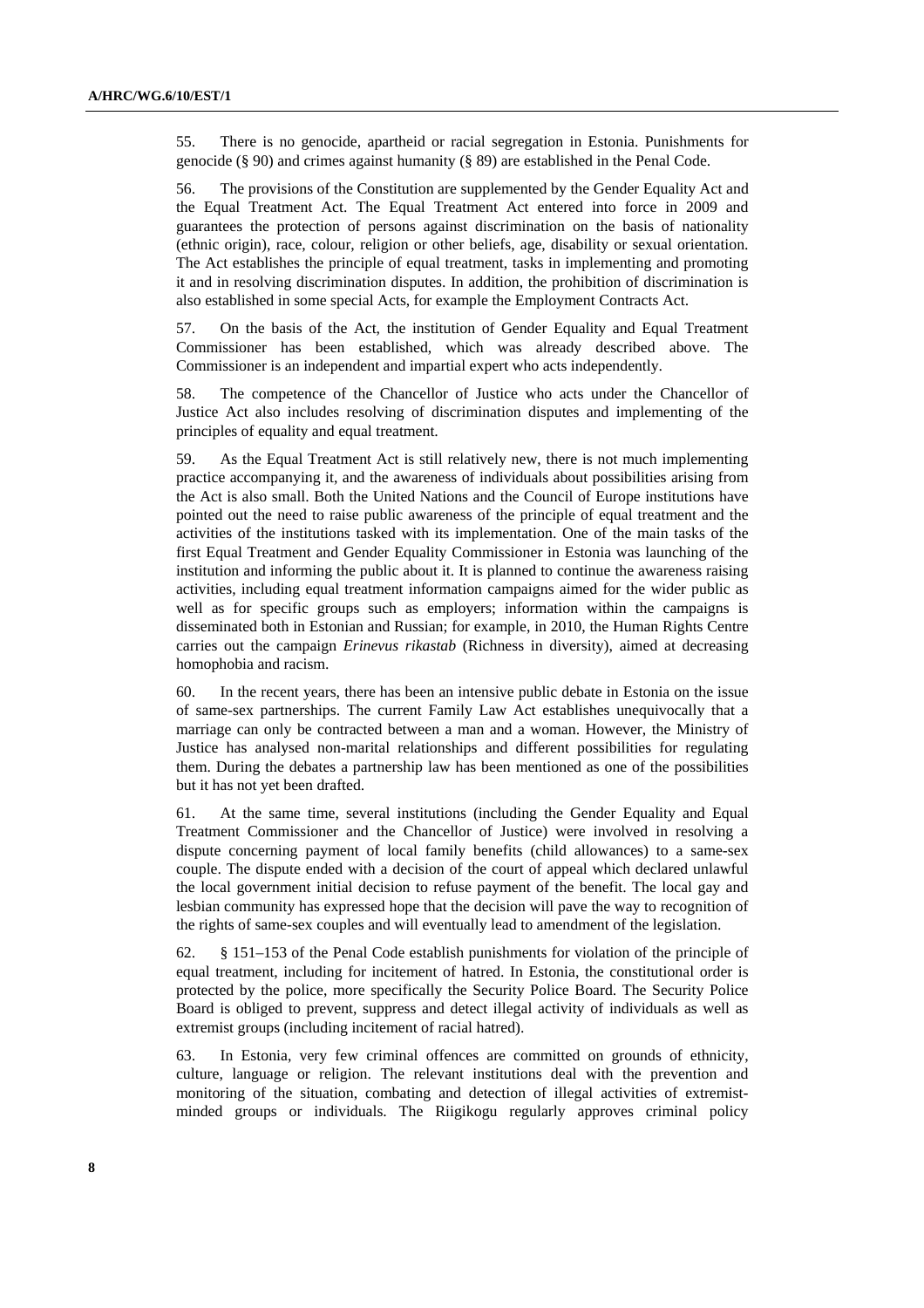55. There is no genocide, apartheid or racial segregation in Estonia. Punishments for genocide (§ 90) and crimes against humanity (§ 89) are established in the Penal Code.

56. The provisions of the Constitution are supplemented by the Gender Equality Act and the Equal Treatment Act. The Equal Treatment Act entered into force in 2009 and guarantees the protection of persons against discrimination on the basis of nationality (ethnic origin), race, colour, religion or other beliefs, age, disability or sexual orientation. The Act establishes the principle of equal treatment, tasks in implementing and promoting it and in resolving discrimination disputes. In addition, the prohibition of discrimination is also established in some special Acts, for example the Employment Contracts Act.

57. On the basis of the Act, the institution of Gender Equality and Equal Treatment Commissioner has been established, which was already described above. The Commissioner is an independent and impartial expert who acts independently.

58. The competence of the Chancellor of Justice who acts under the Chancellor of Justice Act also includes resolving of discrimination disputes and implementing of the principles of equality and equal treatment.

59. As the Equal Treatment Act is still relatively new, there is not much implementing practice accompanying it, and the awareness of individuals about possibilities arising from the Act is also small. Both the United Nations and the Council of Europe institutions have pointed out the need to raise public awareness of the principle of equal treatment and the activities of the institutions tasked with its implementation. One of the main tasks of the first Equal Treatment and Gender Equality Commissioner in Estonia was launching of the institution and informing the public about it. It is planned to continue the awareness raising activities, including equal treatment information campaigns aimed for the wider public as well as for specific groups such as employers; information within the campaigns is disseminated both in Estonian and Russian; for example, in 2010, the Human Rights Centre carries out the campaign *Erinevus rikastab* (Richness in diversity), aimed at decreasing homophobia and racism.

60. In the recent years, there has been an intensive public debate in Estonia on the issue of same-sex partnerships. The current Family Law Act establishes unequivocally that a marriage can only be contracted between a man and a woman. However, the Ministry of Justice has analysed non-marital relationships and different possibilities for regulating them. During the debates a partnership law has been mentioned as one of the possibilities but it has not yet been drafted.

61. At the same time, several institutions (including the Gender Equality and Equal Treatment Commissioner and the Chancellor of Justice) were involved in resolving a dispute concerning payment of local family benefits (child allowances) to a same-sex couple. The dispute ended with a decision of the court of appeal which declared unlawful the local government initial decision to refuse payment of the benefit. The local gay and lesbian community has expressed hope that the decision will pave the way to recognition of the rights of same-sex couples and will eventually lead to amendment of the legislation.

62. § 151–153 of the Penal Code establish punishments for violation of the principle of equal treatment, including for incitement of hatred. In Estonia, the constitutional order is protected by the police, more specifically the Security Police Board. The Security Police Board is obliged to prevent, suppress and detect illegal activity of individuals as well as extremist groups (including incitement of racial hatred).

63. In Estonia, very few criminal offences are committed on grounds of ethnicity, culture, language or religion. The relevant institutions deal with the prevention and monitoring of the situation, combating and detection of illegal activities of extremist-minded groups or individuals. The Riigikogu regularly approves criminal policy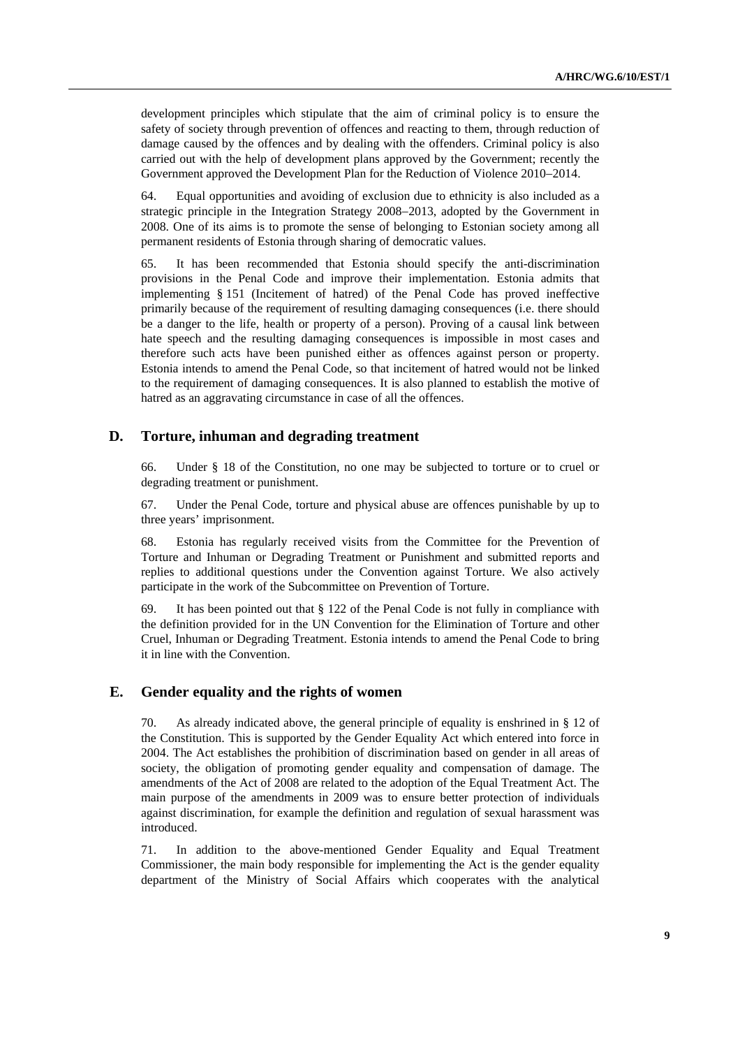development principles which stipulate that the aim of criminal policy is to ensure the safety of society through prevention of offences and reacting to them, through reduction of damage caused by the offences and by dealing with the offenders. Criminal policy is also carried out with the help of development plans approved by the Government; recently the Government approved the Development Plan for the Reduction of Violence 2010–2014.

64. Equal opportunities and avoiding of exclusion due to ethnicity is also included as a strategic principle in the Integration Strategy 2008–2013, adopted by the Government in 2008. One of its aims is to promote the sense of belonging to Estonian society among all permanent residents of Estonia through sharing of democratic values.

65. It has been recommended that Estonia should specify the anti-discrimination provisions in the Penal Code and improve their implementation. Estonia admits that implementing § 151 (Incitement of hatred) of the Penal Code has proved ineffective primarily because of the requirement of resulting damaging consequences (i.e. there should be a danger to the life, health or property of a person). Proving of a causal link between hate speech and the resulting damaging consequences is impossible in most cases and therefore such acts have been punished either as offences against person or property. Estonia intends to amend the Penal Code, so that incitement of hatred would not be linked to the requirement of damaging consequences. It is also planned to establish the motive of hatred as an aggravating circumstance in case of all the offences.

## D. Torture, inhuman and degrading treatment

66. Under § 18 of the Constitution, no one may be subjected to torture or to cruel or degrading treatment or punishment.

67. Under the Penal Code, torture and physical abuse are offences punishable by up to three years' imprisonment.

68. Estonia has regularly received visits from the Committee for the Prevention of Torture and Inhuman or Degrading Treatment or Punishment and submitted reports and replies to additional questions under the Convention against Torture. We also actively participate in the work of the Subcommittee on Prevention of Torture.

69. It has been pointed out that § 122 of the Penal Code is not fully in compliance with the definition provided for in the UN Convention for the Elimination of Torture and other Cruel, Inhuman or Degrading Treatment. Estonia intends to amend the Penal Code to bring it in line with the Convention.

## E. Gender equality and the rights of women

70. As already indicated above, the general principle of equality is enshrined in § 12 of the Constitution. This is supported by the Gender Equality Act which entered into force in 2004. The Act establishes the prohibition of discrimination based on gender in all areas of society, the obligation of promoting gender equality and compensation of damage. The amendments of the Act of 2008 are related to the adoption of the Equal Treatment Act. The main purpose of the amendments in 2009 was to ensure better protection of individuals against discrimination, for example the definition and regulation of sexual harassment was introduced.

71. In addition to the above-mentioned Gender Equality and Equal Treatment Commissioner, the main body responsible for implementing the Act is the gender equality department of the Ministry of Social Affairs which cooperates with the analytical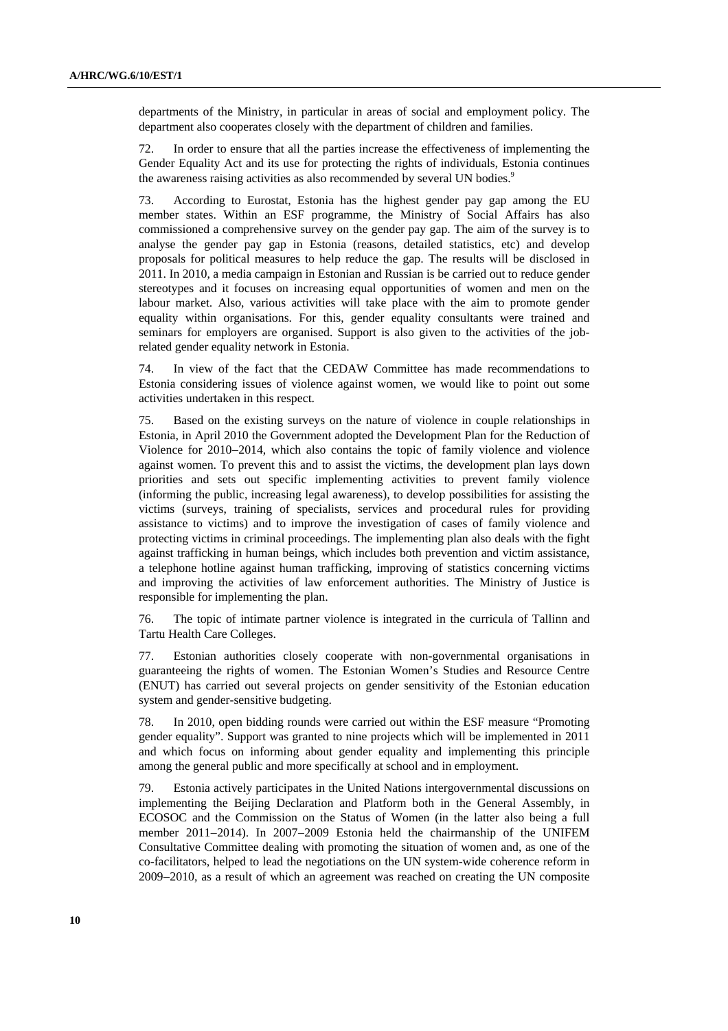departments of the Ministry, in particular in areas of social and employment policy. The department also cooperates closely with the department of children and families.

72. In order to ensure that all the parties increase the effectiveness of implementing the Gender Equality Act and its use for protecting the rights of individuals, Estonia continues the awareness raising activities as also recommended by several UN bodies.[9]

73. According to Eurostat, Estonia has the highest gender pay gap among the EU member states. Within an ESF programme, the Ministry of Social Affairs has also commissioned a comprehensive survey on the gender pay gap. The aim of the survey is to analyse the gender pay gap in Estonia (reasons, detailed statistics, etc) and develop proposals for political measures to help reduce the gap. The results will be disclosed in 2011. In 2010, a media campaign in Estonian and Russian is be carried out to reduce gender stereotypes and it focuses on increasing equal opportunities of women and men on the labour market. Also, various activities will take place with the aim to promote gender equality within organisations. For this, gender equality consultants were trained and seminars for employers are organised. Support is also given to the activities of the job-related gender equality network in Estonia.

74. In view of the fact that the CEDAW Committee has made recommendations to Estonia considering issues of violence against women, we would like to point out some activities undertaken in this respect.

75. Based on the existing surveys on the nature of violence in couple relationships in Estonia, in April 2010 the Government adopted the Development Plan for the Reduction of Violence for 2010–2014, which also contains the topic of family violence and violence against women. To prevent this and to assist the victims, the development plan lays down priorities and sets out specific implementing activities to prevent family violence (informing the public, increasing legal awareness), to develop possibilities for assisting the victims (surveys, training of specialists, services and procedural rules for providing assistance to victims) and to improve the investigation of cases of family violence and protecting victims in criminal proceedings. The implementing plan also deals with the fight against trafficking in human beings, which includes both prevention and victim assistance, a telephone hotline against human trafficking, improving of statistics concerning victims and improving the activities of law enforcement authorities. The Ministry of Justice is responsible for implementing the plan.

76. The topic of intimate partner violence is integrated in the curricula of Tallinn and Tartu Health Care Colleges.

77. Estonian authorities closely cooperate with non-governmental organisations in guaranteeing the rights of women. The Estonian Women's Studies and Resource Centre (ENUT) has carried out several projects on gender sensitivity of the Estonian education system and gender-sensitive budgeting.

78. In 2010, open bidding rounds were carried out within the ESF measure "Promoting gender equality". Support was granted to nine projects which will be implemented in 2011 and which focus on informing about gender equality and implementing this principle among the general public and more specifically at school and in employment.

79. Estonia actively participates in the United Nations intergovernmental discussions on implementing the Beijing Declaration and Platform both in the General Assembly, in ECOSOC and the Commission on the Status of Women (in the latter also being a full member 2011–2014). In 2007–2009 Estonia held the chairmanship of the UNIFEM Consultative Committee dealing with promoting the situation of women and, as one of the co-facilitators, helped to lead the negotiations on the UN system-wide coherence reform in 2009–2010, as a result of which an agreement was reached on creating the UN composite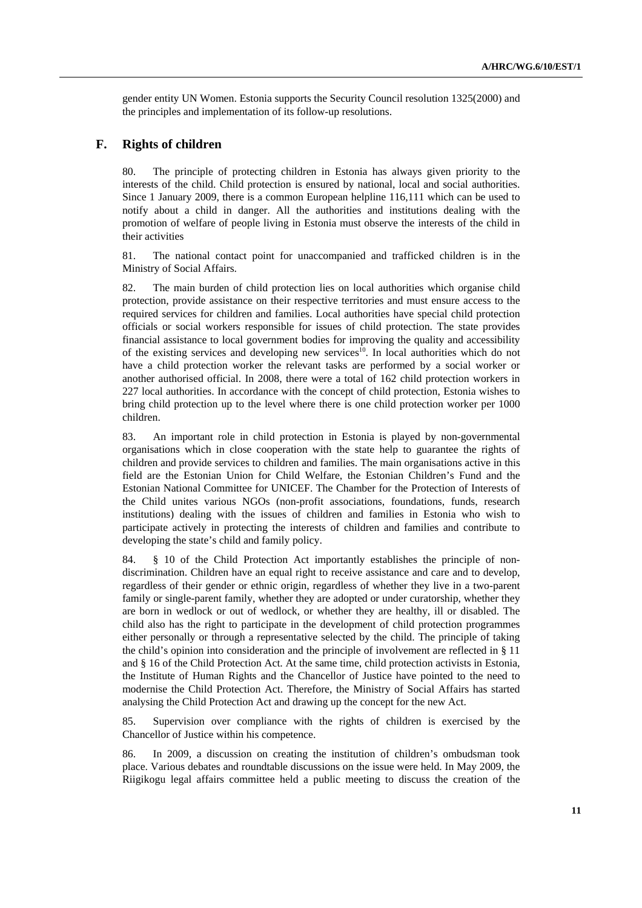gender entity UN Women. Estonia supports the Security Council resolution 1325(2000) and the principles and implementation of its follow-up resolutions.

## F. Rights of children

80. The principle of protecting children in Estonia has always given priority to the interests of the child. Child protection is ensured by national, local and social authorities. Since 1 January 2009, there is a common European helpline 116,111 which can be used to notify about a child in danger. All the authorities and institutions dealing with the promotion of welfare of people living in Estonia must observe the interests of the child in their activities

81. The national contact point for unaccompanied and trafficked children is in the Ministry of Social Affairs.

82. The main burden of child protection lies on local authorities which organise child protection, provide assistance on their respective territories and must ensure access to the required services for children and families. Local authorities have special child protection officials or social workers responsible for issues of child protection. The state provides financial assistance to local government bodies for improving the quality and accessibility of the existing services and developing new services[10]. In local authorities which do not have a child protection worker the relevant tasks are performed by a social worker or another authorised official. In 2008, there were a total of 162 child protection workers in 227 local authorities. In accordance with the concept of child protection, Estonia wishes to bring child protection up to the level where there is one child protection worker per 1000 children.

83. An important role in child protection in Estonia is played by non-governmental organisations which in close cooperation with the state help to guarantee the rights of children and provide services to children and families. The main organisations active in this field are the Estonian Union for Child Welfare, the Estonian Children's Fund and the Estonian National Committee for UNICEF. The Chamber for the Protection of Interests of the Child unites various NGOs (non-profit associations, foundations, funds, research institutions) dealing with the issues of children and families in Estonia who wish to participate actively in protecting the interests of children and families and contribute to developing the state's child and family policy.

84. § 10 of the Child Protection Act importantly establishes the principle of non-discrimination. Children have an equal right to receive assistance and care and to develop, regardless of their gender or ethnic origin, regardless of whether they live in a two-parent family or single-parent family, whether they are adopted or under curatorship, whether they are born in wedlock or out of wedlock, or whether they are healthy, ill or disabled. The child also has the right to participate in the development of child protection programmes either personally or through a representative selected by the child. The principle of taking the child's opinion into consideration and the principle of involvement are reflected in § 11 and § 16 of the Child Protection Act. At the same time, child protection activists in Estonia, the Institute of Human Rights and the Chancellor of Justice have pointed to the need to modernise the Child Protection Act. Therefore, the Ministry of Social Affairs has started analysing the Child Protection Act and drawing up the concept for the new Act.

85. Supervision over compliance with the rights of children is exercised by the Chancellor of Justice within his competence.

86. In 2009, a discussion on creating the institution of children's ombudsman took place. Various debates and roundtable discussions on the issue were held. In May 2009, the Riigikogu legal affairs committee held a public meeting to discuss the creation of the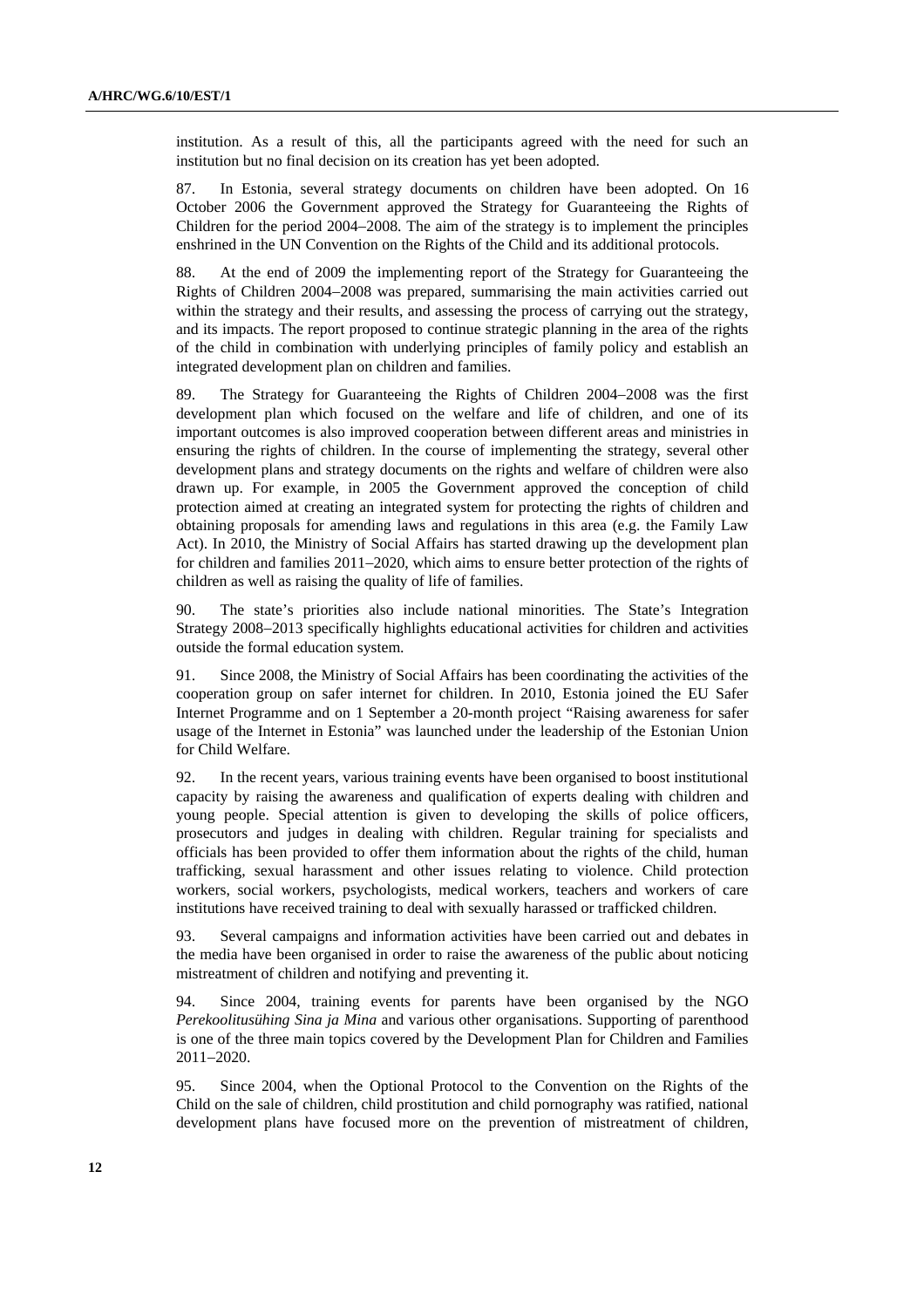institution. As a result of this, all the participants agreed with the need for such an institution but no final decision on its creation has yet been adopted.

87. In Estonia, several strategy documents on children have been adopted. On 16 October 2006 the Government approved the Strategy for Guaranteeing the Rights of Children for the period 2004–2008. The aim of the strategy is to implement the principles enshrined in the UN Convention on the Rights of the Child and its additional protocols.

88. At the end of 2009 the implementing report of the Strategy for Guaranteeing the Rights of Children 2004–2008 was prepared, summarising the main activities carried out within the strategy and their results, and assessing the process of carrying out the strategy, and its impacts. The report proposed to continue strategic planning in the area of the rights of the child in combination with underlying principles of family policy and establish an integrated development plan on children and families.

89. The Strategy for Guaranteeing the Rights of Children 2004–2008 was the first development plan which focused on the welfare and life of children, and one of its important outcomes is also improved cooperation between different areas and ministries in ensuring the rights of children. In the course of implementing the strategy, several other development plans and strategy documents on the rights and welfare of children were also drawn up. For example, in 2005 the Government approved the conception of child protection aimed at creating an integrated system for protecting the rights of children and obtaining proposals for amending laws and regulations in this area (e.g. the Family Law Act). In 2010, the Ministry of Social Affairs has started drawing up the development plan for children and families 2011–2020, which aims to ensure better protection of the rights of children as well as raising the quality of life of families.

90. The state's priorities also include national minorities. The State's Integration Strategy 2008–2013 specifically highlights educational activities for children and activities outside the formal education system.

91. Since 2008, the Ministry of Social Affairs has been coordinating the activities of the cooperation group on safer internet for children. In 2010, Estonia joined the EU Safer Internet Programme and on 1 September a 20-month project "Raising awareness for safer usage of the Internet in Estonia" was launched under the leadership of the Estonian Union for Child Welfare.

92. In the recent years, various training events have been organised to boost institutional capacity by raising the awareness and qualification of experts dealing with children and young people. Special attention is given to developing the skills of police officers, prosecutors and judges in dealing with children. Regular training for specialists and officials has been provided to offer them information about the rights of the child, human trafficking, sexual harassment and other issues relating to violence. Child protection workers, social workers, psychologists, medical workers, teachers and workers of care institutions have received training to deal with sexually harassed or trafficked children.

93. Several campaigns and information activities have been carried out and debates in the media have been organised in order to raise the awareness of the public about noticing mistreatment of children and notifying and preventing it.

94. Since 2004, training events for parents have been organised by the NGO *Perekoolitusühing Sina ja Mina* and various other organisations. Supporting of parenthood is one of the three main topics covered by the Development Plan for Children and Families 2011–2020.

95. Since 2004, when the Optional Protocol to the Convention on the Rights of the Child on the sale of children, child prostitution and child pornography was ratified, national development plans have focused more on the prevention of mistreatment of children,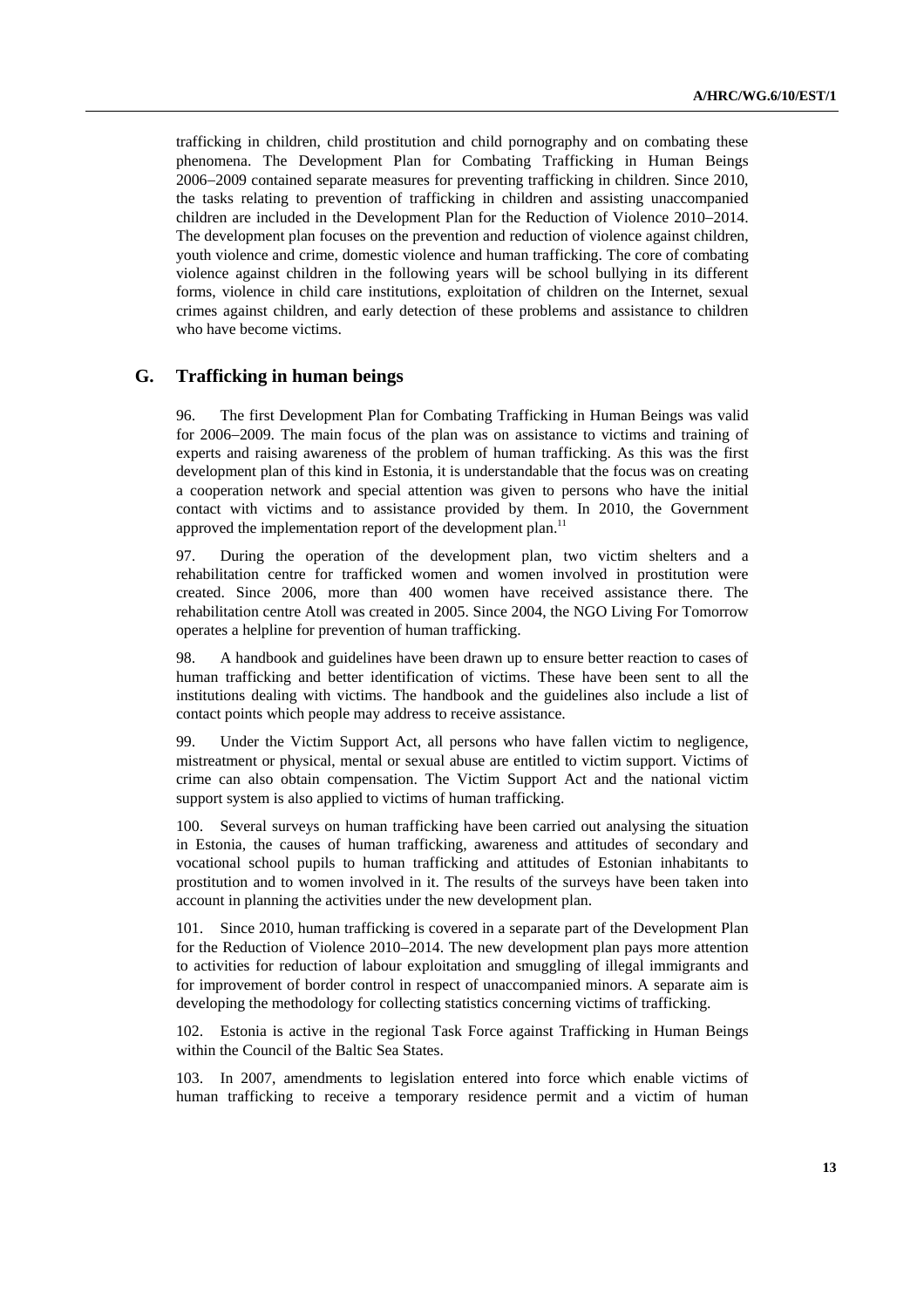trafficking in children, child prostitution and child pornography and on combating these phenomena. The Development Plan for Combating Trafficking in Human Beings 2006−2009 contained separate measures for preventing trafficking in children. Since 2010, the tasks relating to prevention of trafficking in children and assisting unaccompanied children are included in the Development Plan for the Reduction of Violence 2010−2014. The development plan focuses on the prevention and reduction of violence against children, youth violence and crime, domestic violence and human trafficking. The core of combating violence against children in the following years will be school bullying in its different forms, violence in child care institutions, exploitation of children on the Internet, sexual crimes against children, and early detection of these problems and assistance to children who have become victims.

## G. Trafficking in human beings

96. The first Development Plan for Combating Trafficking in Human Beings was valid for 2006−2009. The main focus of the plan was on assistance to victims and training of experts and raising awareness of the problem of human trafficking. As this was the first development plan of this kind in Estonia, it is understandable that the focus was on creating a cooperation network and special attention was given to persons who have the initial contact with victims and to assistance provided by them. In 2010, the Government approved the implementation report of the development plan.[11]

97. During the operation of the development plan, two victim shelters and a rehabilitation centre for trafficked women and women involved in prostitution were created. Since 2006, more than 400 women have received assistance there. The rehabilitation centre Atoll was created in 2005. Since 2004, the NGO Living For Tomorrow operates a helpline for prevention of human trafficking.

98. A handbook and guidelines have been drawn up to ensure better reaction to cases of human trafficking and better identification of victims. These have been sent to all the institutions dealing with victims. The handbook and the guidelines also include a list of contact points which people may address to receive assistance.

99. Under the Victim Support Act, all persons who have fallen victim to negligence, mistreatment or physical, mental or sexual abuse are entitled to victim support. Victims of crime can also obtain compensation. The Victim Support Act and the national victim support system is also applied to victims of human trafficking.

100. Several surveys on human trafficking have been carried out analysing the situation in Estonia, the causes of human trafficking, awareness and attitudes of secondary and vocational school pupils to human trafficking and attitudes of Estonian inhabitants to prostitution and to women involved in it. The results of the surveys have been taken into account in planning the activities under the new development plan.

101. Since 2010, human trafficking is covered in a separate part of the Development Plan for the Reduction of Violence 2010−2014. The new development plan pays more attention to activities for reduction of labour exploitation and smuggling of illegal immigrants and for improvement of border control in respect of unaccompanied minors. A separate aim is developing the methodology for collecting statistics concerning victims of trafficking.

102. Estonia is active in the regional Task Force against Trafficking in Human Beings within the Council of the Baltic Sea States.

103. In 2007, amendments to legislation entered into force which enable victims of human trafficking to receive a temporary residence permit and a victim of human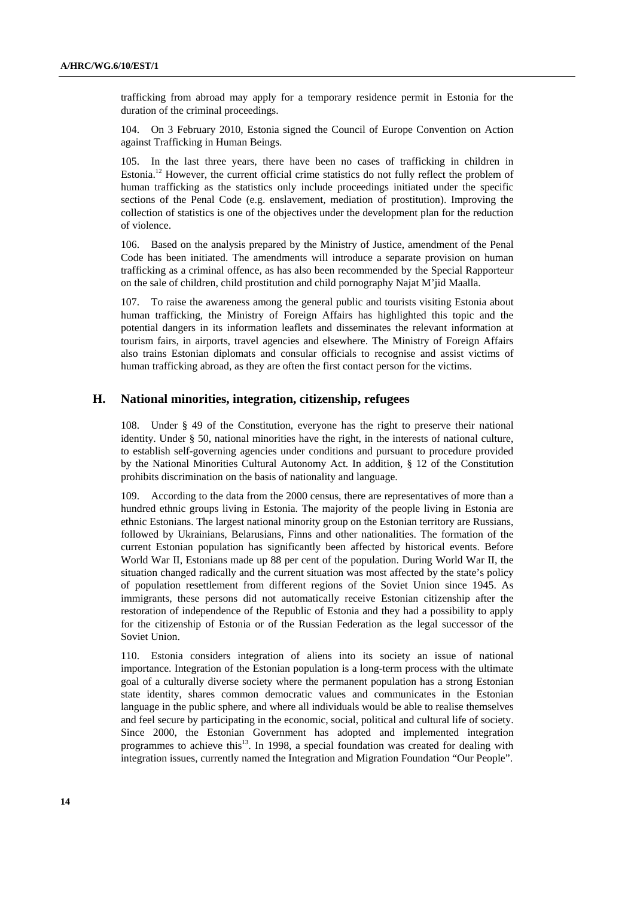trafficking from abroad may apply for a temporary residence permit in Estonia for the duration of the criminal proceedings.

104. On 3 February 2010, Estonia signed the Council of Europe Convention on Action against Trafficking in Human Beings.

105. In the last three years, there have been no cases of trafficking in children in Estonia.[12] However, the current official crime statistics do not fully reflect the problem of human trafficking as the statistics only include proceedings initiated under the specific sections of the Penal Code (e.g. enslavement, mediation of prostitution). Improving the collection of statistics is one of the objectives under the development plan for the reduction of violence.

106. Based on the analysis prepared by the Ministry of Justice, amendment of the Penal Code has been initiated. The amendments will introduce a separate provision on human trafficking as a criminal offence, as has also been recommended by the Special Rapporteur on the sale of children, child prostitution and child pornography Najat M'jid Maalla.

107. To raise the awareness among the general public and tourists visiting Estonia about human trafficking, the Ministry of Foreign Affairs has highlighted this topic and the potential dangers in its information leaflets and disseminates the relevant information at tourism fairs, in airports, travel agencies and elsewhere. The Ministry of Foreign Affairs also trains Estonian diplomats and consular officials to recognise and assist victims of human trafficking abroad, as they are often the first contact person for the victims.

## H. National minorities, integration, citizenship, refugees

108. Under § 49 of the Constitution, everyone has the right to preserve their national identity. Under § 50, national minorities have the right, in the interests of national culture, to establish self-governing agencies under conditions and pursuant to procedure provided by the National Minorities Cultural Autonomy Act. In addition, § 12 of the Constitution prohibits discrimination on the basis of nationality and language.

109. According to the data from the 2000 census, there are representatives of more than a hundred ethnic groups living in Estonia. The majority of the people living in Estonia are ethnic Estonians. The largest national minority group on the Estonian territory are Russians, followed by Ukrainians, Belarusians, Finns and other nationalities. The formation of the current Estonian population has significantly been affected by historical events. Before World War II, Estonians made up 88 per cent of the population. During World War II, the situation changed radically and the current situation was most affected by the state's policy of population resettlement from different regions of the Soviet Union since 1945. As immigrants, these persons did not automatically receive Estonian citizenship after the restoration of independence of the Republic of Estonia and they had a possibility to apply for the citizenship of Estonia or of the Russian Federation as the legal successor of the Soviet Union.

110. Estonia considers integration of aliens into its society an issue of national importance. Integration of the Estonian population is a long-term process with the ultimate goal of a culturally diverse society where the permanent population has a strong Estonian state identity, shares common democratic values and communicates in the Estonian language in the public sphere, and where all individuals would be able to realise themselves and feel secure by participating in the economic, social, political and cultural life of society. Since 2000, the Estonian Government has adopted and implemented integration programmes to achieve this[13]. In 1998, a special foundation was created for dealing with integration issues, currently named the Integration and Migration Foundation "Our People".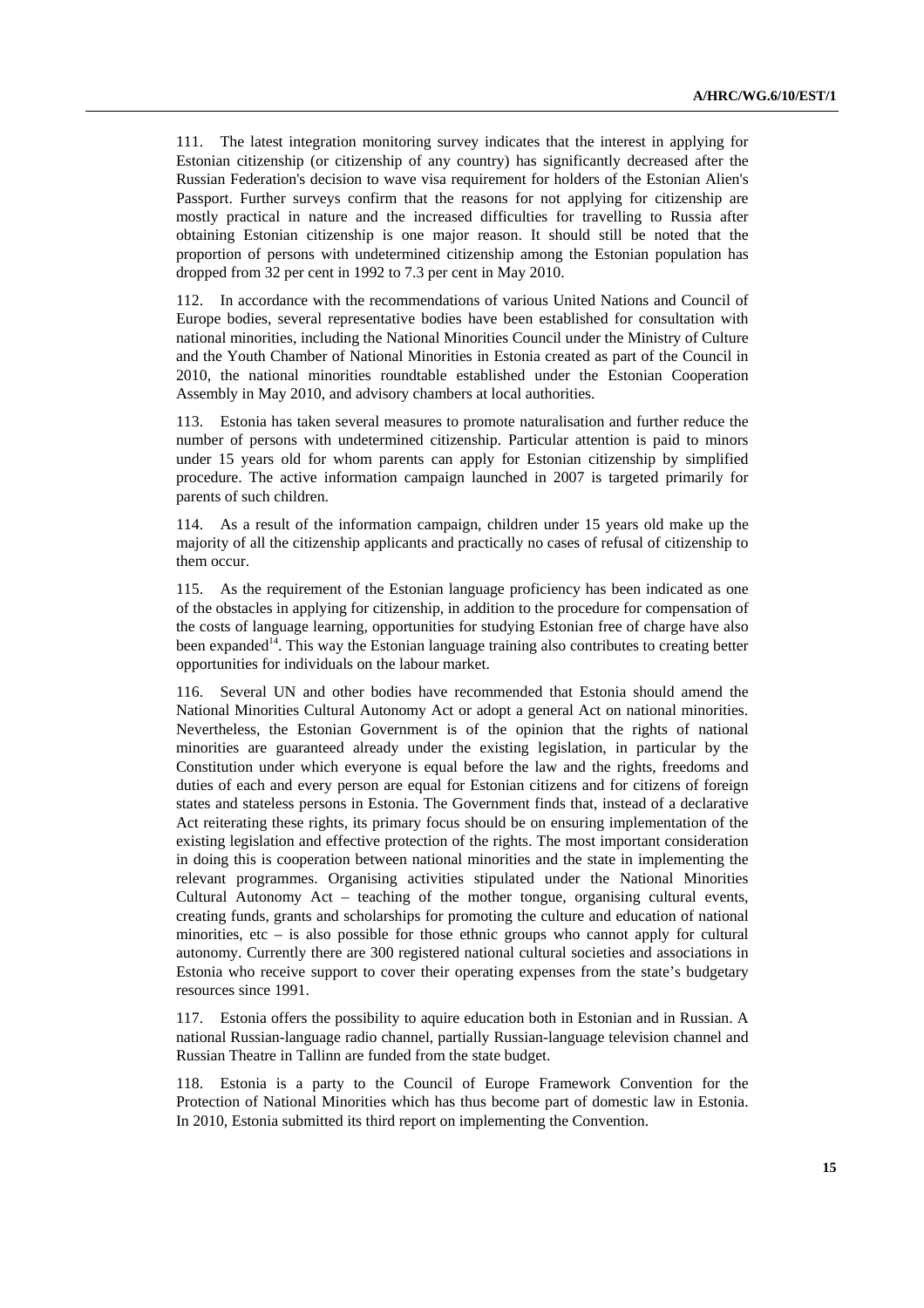111. The latest integration monitoring survey indicates that the interest in applying for Estonian citizenship (or citizenship of any country) has significantly decreased after the Russian Federation's decision to wave visa requirement for holders of the Estonian Alien's Passport. Further surveys confirm that the reasons for not applying for citizenship are mostly practical in nature and the increased difficulties for travelling to Russia after obtaining Estonian citizenship is one major reason. It should still be noted that the proportion of persons with undetermined citizenship among the Estonian population has dropped from 32 per cent in 1992 to 7.3 per cent in May 2010.

112. In accordance with the recommendations of various United Nations and Council of Europe bodies, several representative bodies have been established for consultation with national minorities, including the National Minorities Council under the Ministry of Culture and the Youth Chamber of National Minorities in Estonia created as part of the Council in 2010, the national minorities roundtable established under the Estonian Cooperation Assembly in May 2010, and advisory chambers at local authorities.

113. Estonia has taken several measures to promote naturalisation and further reduce the number of persons with undetermined citizenship. Particular attention is paid to minors under 15 years old for whom parents can apply for Estonian citizenship by simplified procedure. The active information campaign launched in 2007 is targeted primarily for parents of such children.

114. As a result of the information campaign, children under 15 years old make up the majority of all the citizenship applicants and practically no cases of refusal of citizenship to them occur.

115. As the requirement of the Estonian language proficiency has been indicated as one of the obstacles in applying for citizenship, in addition to the procedure for compensation of the costs of language learning, opportunities for studying Estonian free of charge have also been expanded[14]. This way the Estonian language training also contributes to creating better opportunities for individuals on the labour market.

116. Several UN and other bodies have recommended that Estonia should amend the National Minorities Cultural Autonomy Act or adopt a general Act on national minorities. Nevertheless, the Estonian Government is of the opinion that the rights of national minorities are guaranteed already under the existing legislation, in particular by the Constitution under which everyone is equal before the law and the rights, freedoms and duties of each and every person are equal for Estonian citizens and for citizens of foreign states and stateless persons in Estonia. The Government finds that, instead of a declarative Act reiterating these rights, its primary focus should be on ensuring implementation of the existing legislation and effective protection of the rights. The most important consideration in doing this is cooperation between national minorities and the state in implementing the relevant programmes. Organising activities stipulated under the National Minorities Cultural Autonomy Act – teaching of the mother tongue, organising cultural events, creating funds, grants and scholarships for promoting the culture and education of national minorities, etc – is also possible for those ethnic groups who cannot apply for cultural autonomy. Currently there are 300 registered national cultural societies and associations in Estonia who receive support to cover their operating expenses from the state's budgetary resources since 1991.

117. Estonia offers the possibility to aquire education both in Estonian and in Russian. A national Russian-language radio channel, partially Russian-language television channel and Russian Theatre in Tallinn are funded from the state budget.

118. Estonia is a party to the Council of Europe Framework Convention for the Protection of National Minorities which has thus become part of domestic law in Estonia. In 2010, Estonia submitted its third report on implementing the Convention.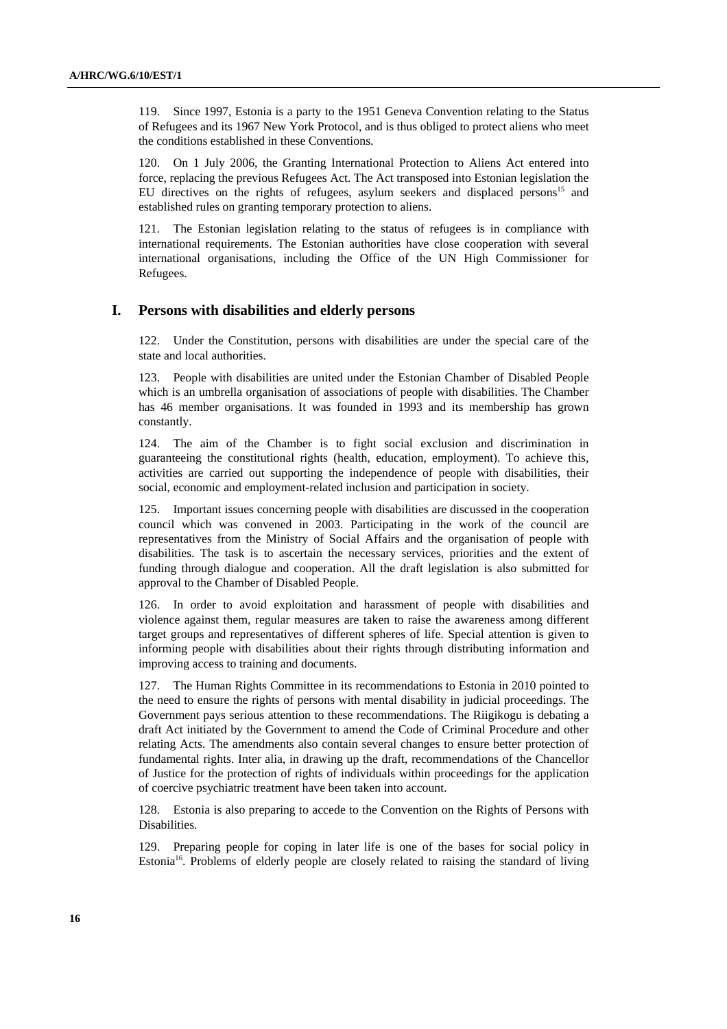119. Since 1997, Estonia is a party to the 1951 Geneva Convention relating to the Status of Refugees and its 1967 New York Protocol, and is thus obliged to protect aliens who meet the conditions established in these Conventions.

120. On 1 July 2006, the Granting International Protection to Aliens Act entered into force, replacing the previous Refugees Act. The Act transposed into Estonian legislation the EU directives on the rights of refugees, asylum seekers and displaced persons[15] and established rules on granting temporary protection to aliens.

121. The Estonian legislation relating to the status of refugees is in compliance with international requirements. The Estonian authorities have close cooperation with several international organisations, including the Office of the UN High Commissioner for Refugees.

## I. Persons with disabilities and elderly persons

122. Under the Constitution, persons with disabilities are under the special care of the state and local authorities.

123. People with disabilities are united under the Estonian Chamber of Disabled People which is an umbrella organisation of associations of people with disabilities. The Chamber has 46 member organisations. It was founded in 1993 and its membership has grown constantly.

124. The aim of the Chamber is to fight social exclusion and discrimination in guaranteeing the constitutional rights (health, education, employment). To achieve this, activities are carried out supporting the independence of people with disabilities, their social, economic and employment-related inclusion and participation in society.

125. Important issues concerning people with disabilities are discussed in the cooperation council which was convened in 2003. Participating in the work of the council are representatives from the Ministry of Social Affairs and the organisation of people with disabilities. The task is to ascertain the necessary services, priorities and the extent of funding through dialogue and cooperation. All the draft legislation is also submitted for approval to the Chamber of Disabled People.

126. In order to avoid exploitation and harassment of people with disabilities and violence against them, regular measures are taken to raise the awareness among different target groups and representatives of different spheres of life. Special attention is given to informing people with disabilities about their rights through distributing information and improving access to training and documents.

127. The Human Rights Committee in its recommendations to Estonia in 2010 pointed to the need to ensure the rights of persons with mental disability in judicial proceedings. The Government pays serious attention to these recommendations. The Riigikogu is debating a draft Act initiated by the Government to amend the Code of Criminal Procedure and other relating Acts. The amendments also contain several changes to ensure better protection of fundamental rights. Inter alia, in drawing up the draft, recommendations of the Chancellor of Justice for the protection of rights of individuals within proceedings for the application of coercive psychiatric treatment have been taken into account.

128. Estonia is also preparing to accede to the Convention on the Rights of Persons with Disabilities.

129. Preparing people for coping in later life is one of the bases for social policy in Estonia[16]. Problems of elderly people are closely related to raising the standard of living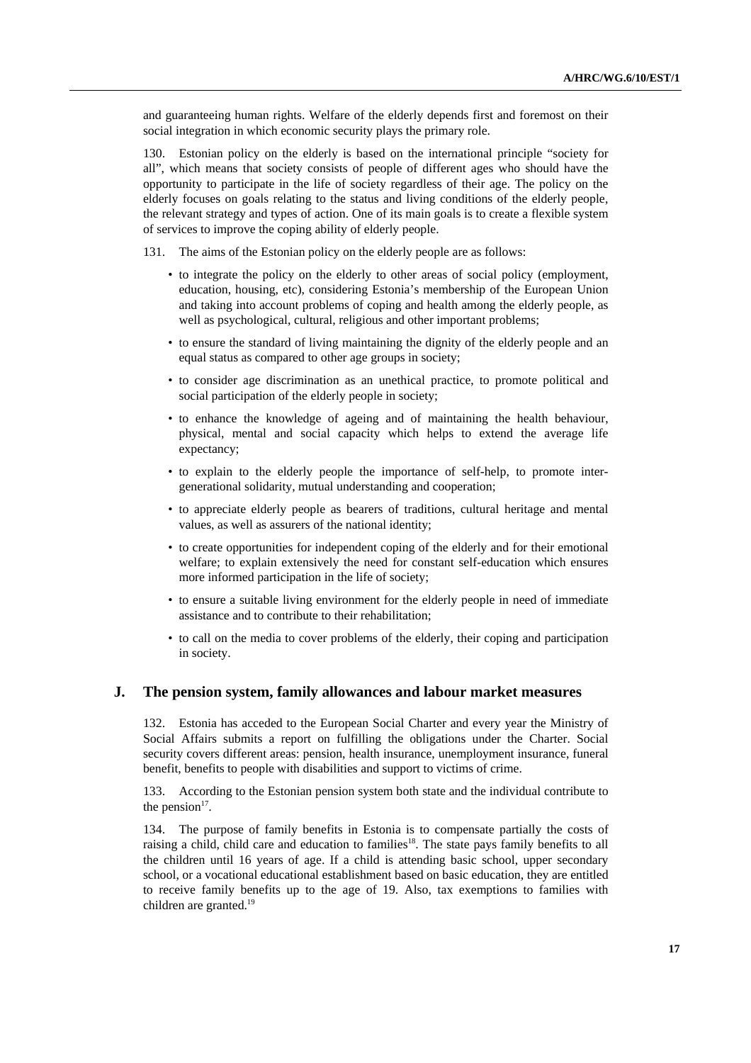and guaranteeing human rights. Welfare of the elderly depends first and foremost on their social integration in which economic security plays the primary role.

130. Estonian policy on the elderly is based on the international principle "society for all", which means that society consists of people of different ages who should have the opportunity to participate in the life of society regardless of their age. The policy on the elderly focuses on goals relating to the status and living conditions of the elderly people, the relevant strategy and types of action. One of its main goals is to create a flexible system of services to improve the coping ability of elderly people.

131. The aims of the Estonian policy on the elderly people are as follows:

- to integrate the policy on the elderly to other areas of social policy (employment, education, housing, etc), considering Estonia's membership of the European Union and taking into account problems of coping and health among the elderly people, as well as psychological, cultural, religious and other important problems;
- to ensure the standard of living maintaining the dignity of the elderly people and an equal status as compared to other age groups in society;
- to consider age discrimination as an unethical practice, to promote political and social participation of the elderly people in society;
- to enhance the knowledge of ageing and of maintaining the health behaviour, physical, mental and social capacity which helps to extend the average life expectancy;
- to explain to the elderly people the importance of self-help, to promote inter-generational solidarity, mutual understanding and cooperation;
- to appreciate elderly people as bearers of traditions, cultural heritage and mental values, as well as assurers of the national identity;
- to create opportunities for independent coping of the elderly and for their emotional welfare; to explain extensively the need for constant self-education which ensures more informed participation in the life of society;
- to ensure a suitable living environment for the elderly people in need of immediate assistance and to contribute to their rehabilitation;
- to call on the media to cover problems of the elderly, their coping and participation in society.

## J. The pension system, family allowances and labour market measures

132. Estonia has acceded to the European Social Charter and every year the Ministry of Social Affairs submits a report on fulfilling the obligations under the Charter. Social security covers different areas: pension, health insurance, unemployment insurance, funeral benefit, benefits to people with disabilities and support to victims of crime.

133. According to the Estonian pension system both state and the individual contribute to the pension[17].

134. The purpose of family benefits in Estonia is to compensate partially the costs of raising a child, child care and education to families[18]. The state pays family benefits to all the children until 16 years of age. If a child is attending basic school, upper secondary school, or a vocational educational establishment based on basic education, they are entitled to receive family benefits up to the age of 19. Also, tax exemptions to families with children are granted.[19]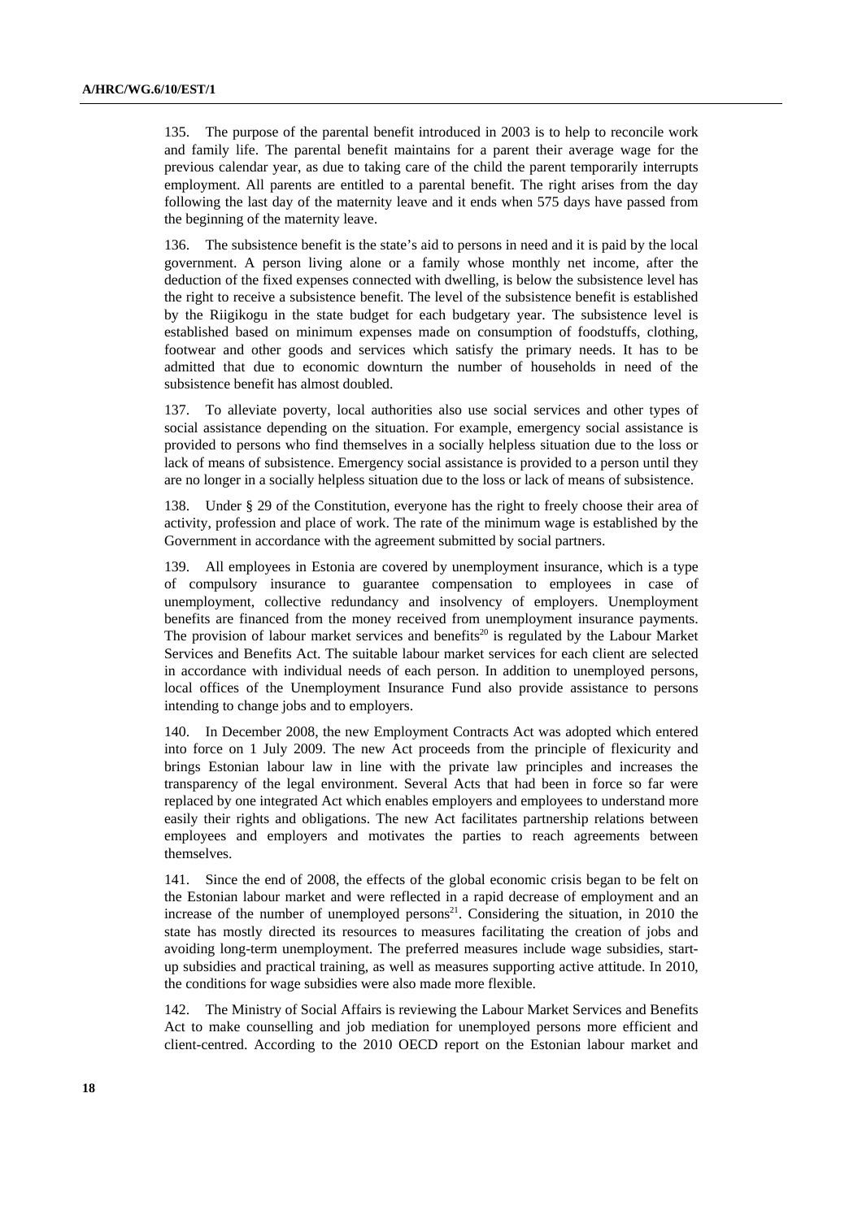135. The purpose of the parental benefit introduced in 2003 is to help to reconcile work and family life. The parental benefit maintains for a parent their average wage for the previous calendar year, as due to taking care of the child the parent temporarily interrupts employment. All parents are entitled to a parental benefit. The right arises from the day following the last day of the maternity leave and it ends when 575 days have passed from the beginning of the maternity leave.

136. The subsistence benefit is the state's aid to persons in need and it is paid by the local government. A person living alone or a family whose monthly net income, after the deduction of the fixed expenses connected with dwelling, is below the subsistence level has the right to receive a subsistence benefit. The level of the subsistence benefit is established by the Riigikogu in the state budget for each budgetary year. The subsistence level is established based on minimum expenses made on consumption of foodstuffs, clothing, footwear and other goods and services which satisfy the primary needs. It has to be admitted that due to economic downturn the number of households in need of the subsistence benefit has almost doubled.

137. To alleviate poverty, local authorities also use social services and other types of social assistance depending on the situation. For example, emergency social assistance is provided to persons who find themselves in a socially helpless situation due to the loss or lack of means of subsistence. Emergency social assistance is provided to a person until they are no longer in a socially helpless situation due to the loss or lack of means of subsistence.

138. Under § 29 of the Constitution, everyone has the right to freely choose their area of activity, profession and place of work. The rate of the minimum wage is established by the Government in accordance with the agreement submitted by social partners.

139. All employees in Estonia are covered by unemployment insurance, which is a type of compulsory insurance to guarantee compensation to employees in case of unemployment, collective redundancy and insolvency of employers. Unemployment benefits are financed from the money received from unemployment insurance payments. The provision of labour market services and benefits[20] is regulated by the Labour Market Services and Benefits Act. The suitable labour market services for each client are selected in accordance with individual needs of each person. In addition to unemployed persons, local offices of the Unemployment Insurance Fund also provide assistance to persons intending to change jobs and to employers.

140. In December 2008, the new Employment Contracts Act was adopted which entered into force on 1 July 2009. The new Act proceeds from the principle of flexicurity and brings Estonian labour law in line with the private law principles and increases the transparency of the legal environment. Several Acts that had been in force so far were replaced by one integrated Act which enables employers and employees to understand more easily their rights and obligations. The new Act facilitates partnership relations between employees and employers and motivates the parties to reach agreements between themselves.

141. Since the end of 2008, the effects of the global economic crisis began to be felt on the Estonian labour market and were reflected in a rapid decrease of employment and an increase of the number of unemployed persons[21]. Considering the situation, in 2010 the state has mostly directed its resources to measures facilitating the creation of jobs and avoiding long-term unemployment. The preferred measures include wage subsidies, start-up subsidies and practical training, as well as measures supporting active attitude. In 2010, the conditions for wage subsidies were also made more flexible.

142. The Ministry of Social Affairs is reviewing the Labour Market Services and Benefits Act to make counselling and job mediation for unemployed persons more efficient and client-centred. According to the 2010 OECD report on the Estonian labour market and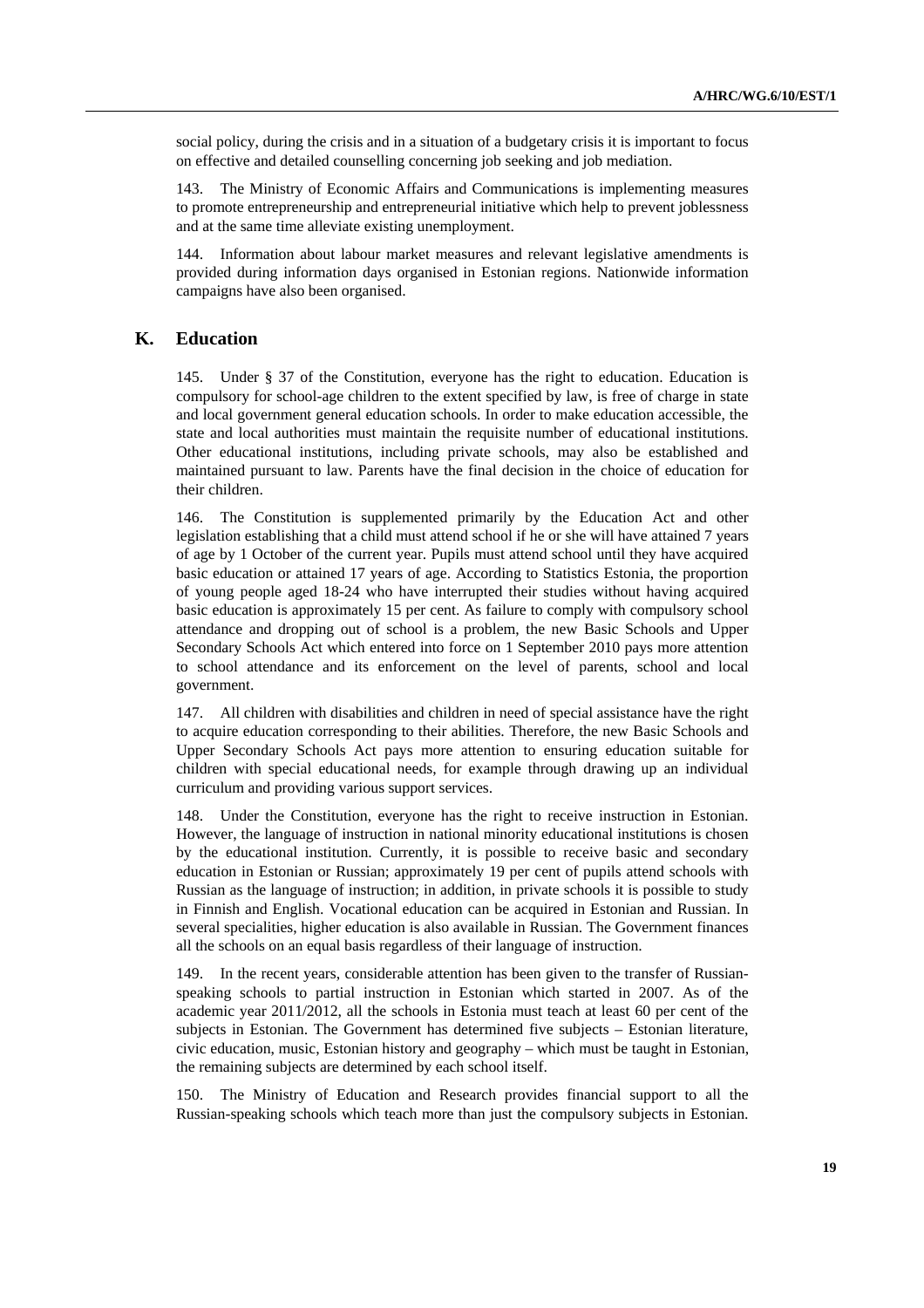social policy, during the crisis and in a situation of a budgetary crisis it is important to focus on effective and detailed counselling concerning job seeking and job mediation.

143. The Ministry of Economic Affairs and Communications is implementing measures to promote entrepreneurship and entrepreneurial initiative which help to prevent joblessness and at the same time alleviate existing unemployment.

144. Information about labour market measures and relevant legislative amendments is provided during information days organised in Estonian regions. Nationwide information campaigns have also been organised.

## K. Education

145. Under § 37 of the Constitution, everyone has the right to education. Education is compulsory for school-age children to the extent specified by law, is free of charge in state and local government general education schools. In order to make education accessible, the state and local authorities must maintain the requisite number of educational institutions. Other educational institutions, including private schools, may also be established and maintained pursuant to law. Parents have the final decision in the choice of education for their children.

146. The Constitution is supplemented primarily by the Education Act and other legislation establishing that a child must attend school if he or she will have attained 7 years of age by 1 October of the current year. Pupils must attend school until they have acquired basic education or attained 17 years of age. According to Statistics Estonia, the proportion of young people aged 18-24 who have interrupted their studies without having acquired basic education is approximately 15 per cent. As failure to comply with compulsory school attendance and dropping out of school is a problem, the new Basic Schools and Upper Secondary Schools Act which entered into force on 1 September 2010 pays more attention to school attendance and its enforcement on the level of parents, school and local government.

147. All children with disabilities and children in need of special assistance have the right to acquire education corresponding to their abilities. Therefore, the new Basic Schools and Upper Secondary Schools Act pays more attention to ensuring education suitable for children with special educational needs, for example through drawing up an individual curriculum and providing various support services.

148. Under the Constitution, everyone has the right to receive instruction in Estonian. However, the language of instruction in national minority educational institutions is chosen by the educational institution. Currently, it is possible to receive basic and secondary education in Estonian or Russian; approximately 19 per cent of pupils attend schools with Russian as the language of instruction; in addition, in private schools it is possible to study in Finnish and English. Vocational education can be acquired in Estonian and Russian. In several specialities, higher education is also available in Russian. The Government finances all the schools on an equal basis regardless of their language of instruction.

149. In the recent years, considerable attention has been given to the transfer of Russian-speaking schools to partial instruction in Estonian which started in 2007. As of the academic year 2011/2012, all the schools in Estonia must teach at least 60 per cent of the subjects in Estonian. The Government has determined five subjects – Estonian literature, civic education, music, Estonian history and geography – which must be taught in Estonian, the remaining subjects are determined by each school itself.

150. The Ministry of Education and Research provides financial support to all the Russian-speaking schools which teach more than just the compulsory subjects in Estonian.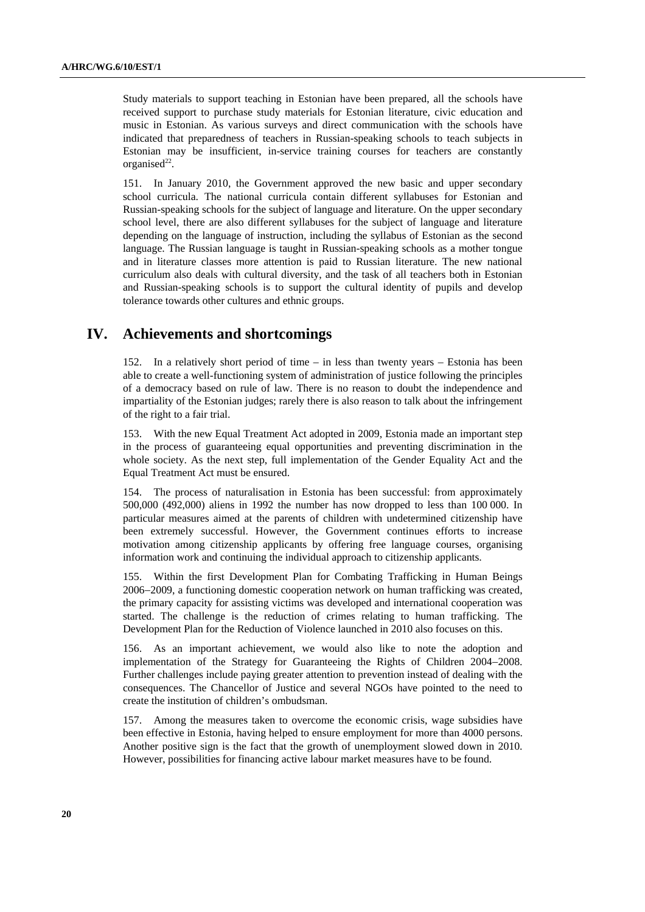Study materials to support teaching in Estonian have been prepared, all the schools have received support to purchase study materials for Estonian literature, civic education and music in Estonian. As various surveys and direct communication with the schools have indicated that preparedness of teachers in Russian-speaking schools to teach subjects in Estonian may be insufficient, in-service training courses for teachers are constantly organised[22].

151. In January 2010, the Government approved the new basic and upper secondary school curricula. The national curricula contain different syllabuses for Estonian and Russian-speaking schools for the subject of language and literature. On the upper secondary school level, there are also different syllabuses for the subject of language and literature depending on the language of instruction, including the syllabus of Estonian as the second language. The Russian language is taught in Russian-speaking schools as a mother tongue and in literature classes more attention is paid to Russian literature. The new national curriculum also deals with cultural diversity, and the task of all teachers both in Estonian and Russian-speaking schools is to support the cultural identity of pupils and develop tolerance towards other cultures and ethnic groups.

## IV. Achievements and shortcomings

152. In a relatively short period of time – in less than twenty years – Estonia has been able to create a well-functioning system of administration of justice following the principles of a democracy based on rule of law. There is no reason to doubt the independence and impartiality of the Estonian judges; rarely there is also reason to talk about the infringement of the right to a fair trial.

153. With the new Equal Treatment Act adopted in 2009, Estonia made an important step in the process of guaranteeing equal opportunities and preventing discrimination in the whole society. As the next step, full implementation of the Gender Equality Act and the Equal Treatment Act must be ensured.

154. The process of naturalisation in Estonia has been successful: from approximately 500,000 (492,000) aliens in 1992 the number has now dropped to less than 100 000. In particular measures aimed at the parents of children with undetermined citizenship have been extremely successful. However, the Government continues efforts to increase motivation among citizenship applicants by offering free language courses, organising information work and continuing the individual approach to citizenship applicants.

155. Within the first Development Plan for Combating Trafficking in Human Beings 2006–2009, a functioning domestic cooperation network on human trafficking was created, the primary capacity for assisting victims was developed and international cooperation was started. The challenge is the reduction of crimes relating to human trafficking. The Development Plan for the Reduction of Violence launched in 2010 also focuses on this.

156. As an important achievement, we would also like to note the adoption and implementation of the Strategy for Guaranteeing the Rights of Children 2004–2008. Further challenges include paying greater attention to prevention instead of dealing with the consequences. The Chancellor of Justice and several NGOs have pointed to the need to create the institution of children's ombudsman.

157. Among the measures taken to overcome the economic crisis, wage subsidies have been effective in Estonia, having helped to ensure employment for more than 4000 persons. Another positive sign is the fact that the growth of unemployment slowed down in 2010. However, possibilities for financing active labour market measures have to be found.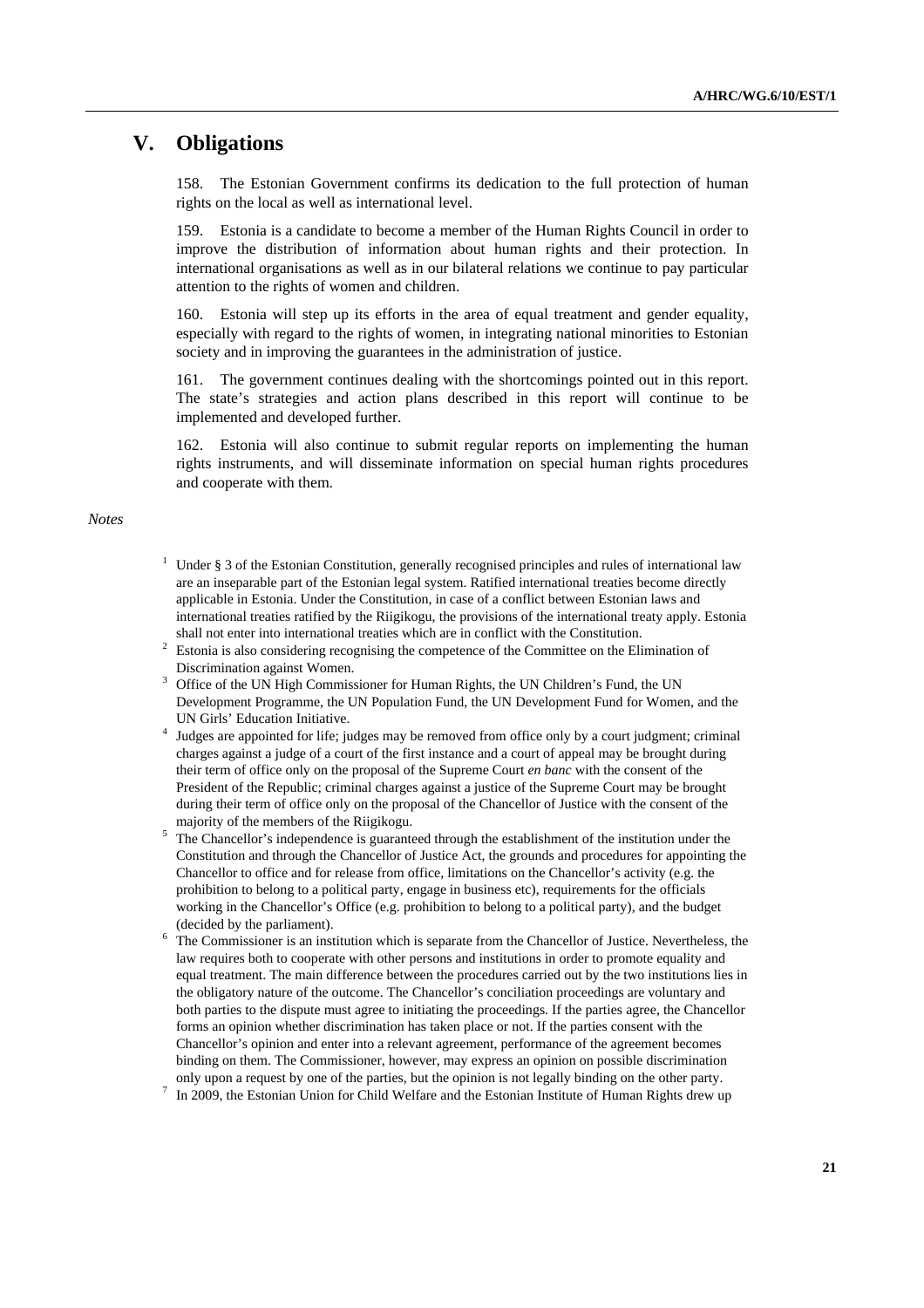## V. Obligations

158. The Estonian Government confirms its dedication to the full protection of human rights on the local as well as international level.

159. Estonia is a candidate to become a member of the Human Rights Council in order to improve the distribution of information about human rights and their protection. In international organisations as well as in our bilateral relations we continue to pay particular attention to the rights of women and children.

160. Estonia will step up its efforts in the area of equal treatment and gender equality, especially with regard to the rights of women, in integrating national minorities to Estonian society and in improving the guarantees in the administration of justice.

161. The government continues dealing with the shortcomings pointed out in this report. The state's strategies and action plans described in this report will continue to be implemented and developed further.

162. Estonia will also continue to submit regular reports on implementing the human rights instruments, and will disseminate information on special human rights procedures and cooperate with them.

*Notes*

[1] Under § 3 of the Estonian Constitution, generally recognised principles and rules of international law are an inseparable part of the Estonian legal system. Ratified international treaties become directly applicable in Estonia. Under the Constitution, in case of a conflict between Estonian laws and international treaties ratified by the Riigikogu, the provisions of the international treaty apply. Estonia shall not enter into international treaties which are in conflict with the Constitution.

[2] Estonia is also considering recognising the competence of the Committee on the Elimination of Discrimination against Women.

[3] Office of the UN High Commissioner for Human Rights, the UN Children's Fund, the UN Development Programme, the UN Population Fund, the UN Development Fund for Women, and the UN Girls' Education Initiative.

[4] Judges are appointed for life; judges may be removed from office only by a court judgment; criminal charges against a judge of a court of the first instance and a court of appeal may be brought during their term of office only on the proposal of the Supreme Court *en banc* with the consent of the President of the Republic; criminal charges against a justice of the Supreme Court may be brought during their term of office only on the proposal of the Chancellor of Justice with the consent of the majority of the members of the Riigikogu.

[5] The Chancellor's independence is guaranteed through the establishment of the institution under the Constitution and through the Chancellor of Justice Act, the grounds and procedures for appointing the Chancellor to office and for release from office, limitations on the Chancellor's activity (e.g. the prohibition to belong to a political party, engage in business etc), requirements for the officials working in the Chancellor's Office (e.g. prohibition to belong to a political party), and the budget (decided by the parliament).

[6] The Commissioner is an institution which is separate from the Chancellor of Justice. Nevertheless, the law requires both to cooperate with other persons and institutions in order to promote equality and equal treatment. The main difference between the procedures carried out by the two institutions lies in the obligatory nature of the outcome. The Chancellor's conciliation proceedings are voluntary and both parties to the dispute must agree to initiating the proceedings. If the parties agree, the Chancellor forms an opinion whether discrimination has taken place or not. If the parties consent with the Chancellor's opinion and enter into a relevant agreement, performance of the agreement becomes binding on them. The Commissioner, however, may express an opinion on possible discrimination only upon a request by one of the parties, but the opinion is not legally binding on the other party.

[7] In 2009, the Estonian Union for Child Welfare and the Estonian Institute of Human Rights drew up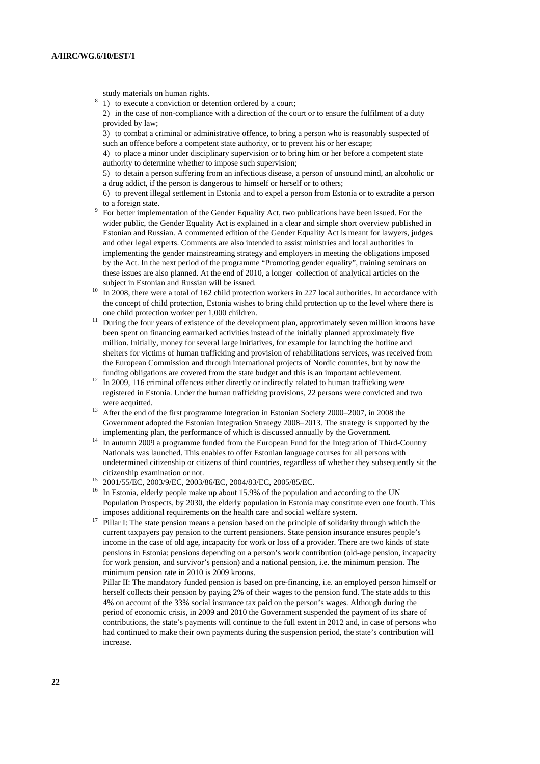study materials on human rights.

[8] 1) to execute a conviction or detention ordered by a court;

2) in the case of non-compliance with a direction of the court or to ensure the fulfilment of a duty provided by law;

3) to combat a criminal or administrative offence, to bring a person who is reasonably suspected of such an offence before a competent state authority, or to prevent his or her escape;

4) to place a minor under disciplinary supervision or to bring him or her before a competent state authority to determine whether to impose such supervision;

5) to detain a person suffering from an infectious disease, a person of unsound mind, an alcoholic or a drug addict, if the person is dangerous to himself or herself or to others;

6) to prevent illegal settlement in Estonia and to expel a person from Estonia or to extradite a person to a foreign state.

[9] For better implementation of the Gender Equality Act, two publications have been issued. For the wider public, the Gender Equality Act is explained in a clear and simple short overview published in Estonian and Russian. A commented edition of the Gender Equality Act is meant for lawyers, judges and other legal experts. Comments are also intended to assist ministries and local authorities in implementing the gender mainstreaming strategy and employers in meeting the obligations imposed by the Act. In the next period of the programme "Promoting gender equality", training seminars on these issues are also planned. At the end of 2010, a longer collection of analytical articles on the subject in Estonian and Russian will be issued.

[10] In 2008, there were a total of 162 child protection workers in 227 local authorities. In accordance with the concept of child protection, Estonia wishes to bring child protection up to the level where there is one child protection worker per 1,000 children.

[11] During the four years of existence of the development plan, approximately seven million kroons have been spent on financing earmarked activities instead of the initially planned approximately five million. Initially, money for several large initiatives, for example for launching the hotline and shelters for victims of human trafficking and provision of rehabilitations services, was received from the European Commission and through international projects of Nordic countries, but by now the funding obligations are covered from the state budget and this is an important achievement.

[12] In 2009, 116 criminal offences either directly or indirectly related to human trafficking were registered in Estonia. Under the human trafficking provisions, 22 persons were convicted and two were acquitted.

[13] After the end of the first programme Integration in Estonian Society 2000–2007, in 2008 the Government adopted the Estonian Integration Strategy 2008–2013. The strategy is supported by the implementing plan, the performance of which is discussed annually by the Government.

[14] In autumn 2009 a programme funded from the European Fund for the Integration of Third-Country Nationals was launched. This enables to offer Estonian language courses for all persons with undetermined citizenship or citizens of third countries, regardless of whether they subsequently sit the citizenship examination or not.

[15] 2001/55/EC, 2003/9/EC, 2003/86/EC, 2004/83/EC, 2005/85/EC.

[16] In Estonia, elderly people make up about 15.9% of the population and according to the UN Population Prospects, by 2030, the elderly population in Estonia may constitute even one fourth. This imposes additional requirements on the health care and social welfare system.

[17] Pillar I: The state pension means a pension based on the principle of solidarity through which the current taxpayers pay pension to the current pensioners. State pension insurance ensures people's income in the case of old age, incapacity for work or loss of a provider. There are two kinds of state pensions in Estonia: pensions depending on a person's work contribution (old-age pension, incapacity for work pension, and survivor's pension) and a national pension, i.e. the minimum pension. The minimum pension rate in 2010 is 2009 kroons.

Pillar II: The mandatory funded pension is based on pre-financing, i.e. an employed person himself or herself collects their pension by paying 2% of their wages to the pension fund. The state adds to this 4% on account of the 33% social insurance tax paid on the person's wages. Although during the period of economic crisis, in 2009 and 2010 the Government suspended the payment of its share of contributions, the state's payments will continue to the full extent in 2012 and, in case of persons who had continued to make their own payments during the suspension period, the state's contribution will increase.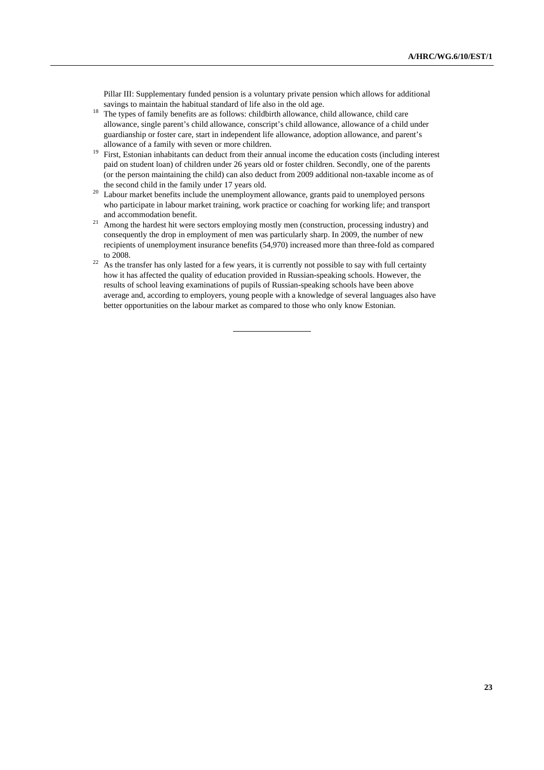Pillar III: Supplementary funded pension is a voluntary private pension which allows for additional savings to maintain the habitual standard of life also in the old age.

[18] The types of family benefits are as follows: childbirth allowance, child allowance, child care allowance, single parent's child allowance, conscript's child allowance, allowance of a child under guardianship or foster care, start in independent life allowance, adoption allowance, and parent's allowance of a family with seven or more children.

[19] First, Estonian inhabitants can deduct from their annual income the education costs (including interest paid on student loan) of children under 26 years old or foster children. Secondly, one of the parents (or the person maintaining the child) can also deduct from 2009 additional non-taxable income as of the second child in the family under 17 years old.

[20] Labour market benefits include the unemployment allowance, grants paid to unemployed persons who participate in labour market training, work practice or coaching for working life; and transport and accommodation benefit.

[21] Among the hardest hit were sectors employing mostly men (construction, processing industry) and consequently the drop in employment of men was particularly sharp. In 2009, the number of new recipients of unemployment insurance benefits (54,970) increased more than three-fold as compared to 2008.

[22] As the transfer has only lasted for a few years, it is currently not possible to say with full certainty how it has affected the quality of education provided in Russian-speaking schools. However, the results of school leaving examinations of pupils of Russian-speaking schools have been above average and, according to employers, young people with a knowledge of several languages also have better opportunities on the labour market as compared to those who only know Estonian.